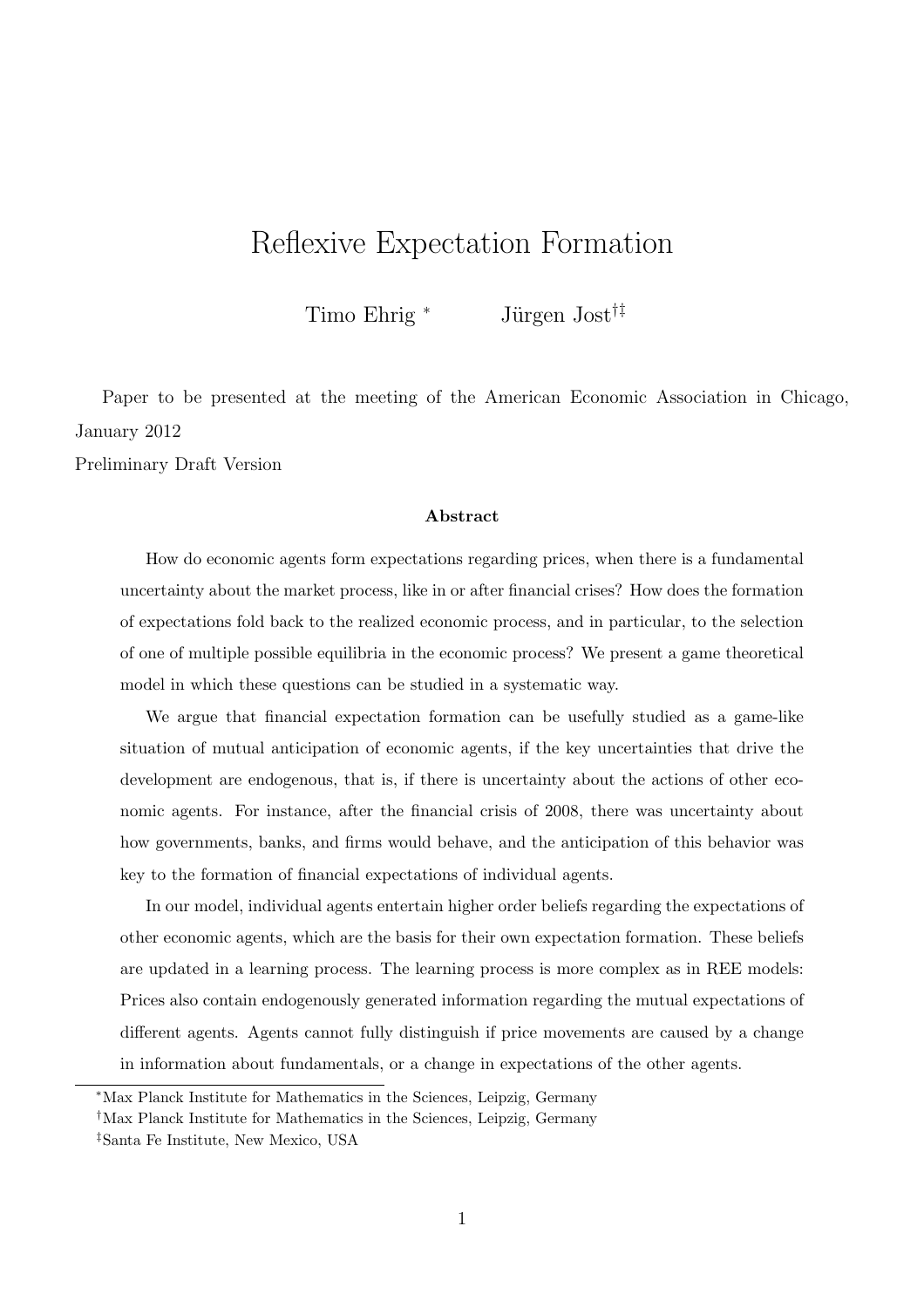# Reflexive Expectation Formation

Timo Ehrig [*] Jürgen Jost[†‡]

Paper to be presented at the meeting of the American Economic Association in Chicago, January 2012

Preliminary Draft Version

**Abstract**

How do economic agents form expectations regarding prices, when there is a fundamental uncertainty about the market process, like in or after financial crises? How does the formation of expectations fold back to the realized economic process, and in particular, to the selection of one of multiple possible equilibria in the economic process? We present a game theoretical model in which these questions can be studied in a systematic way.

We argue that financial expectation formation can be usefully studied as a game-like situation of mutual anticipation of economic agents, if the key uncertainties that drive the development are endogenous, that is, if there is uncertainty about the actions of other economic agents. For instance, after the financial crisis of 2008, there was uncertainty about how governments, banks, and firms would behave, and the anticipation of this behavior was key to the formation of financial expectations of individual agents.

In our model, individual agents entertain higher order beliefs regarding the expectations of other economic agents, which are the basis for their own expectation formation. These beliefs are updated in a learning process. The learning process is more complex as in REE models: Prices also contain endogenously generated information regarding the mutual expectations of different agents. Agents cannot fully distinguish if price movements are caused by a change in information about fundamentals, or a change in expectations of the other agents.

[*] Max Planck Institute for Mathematics in the Sciences, Leipzig, Germany

[†] Max Planck Institute for Mathematics in the Sciences, Leipzig, Germany

[‡] Santa Fe Institute, New Mexico, USA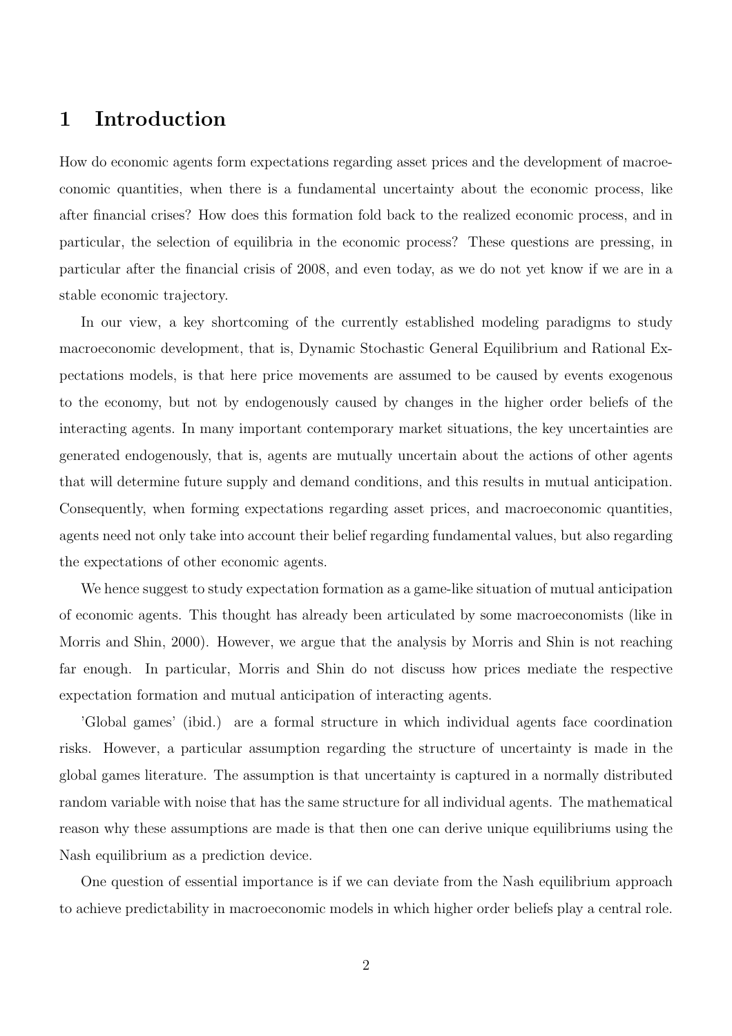# 1 Introduction

How do economic agents form expectations regarding asset prices and the development of macroeconomic quantities, when there is a fundamental uncertainty about the economic process, like after financial crises? How does this formation fold back to the realized economic process, and in particular, the selection of equilibria in the economic process? These questions are pressing, in particular after the financial crisis of 2008, and even today, as we do not yet know if we are in a stable economic trajectory.

In our view, a key shortcoming of the currently established modeling paradigms to study macroeconomic development, that is, Dynamic Stochastic General Equilibrium and Rational Expectations models, is that here price movements are assumed to be caused by events exogenous to the economy, but not by endogenously caused by changes in the higher order beliefs of the interacting agents. In many important contemporary market situations, the key uncertainties are generated endogenously, that is, agents are mutually uncertain about the actions of other agents that will determine future supply and demand conditions, and this results in mutual anticipation. Consequently, when forming expectations regarding asset prices, and macroeconomic quantities, agents need not only take into account their belief regarding fundamental values, but also regarding the expectations of other economic agents.

We hence suggest to study expectation formation as a game-like situation of mutual anticipation of economic agents. This thought has already been articulated by some macroeconomists (like in Morris and Shin, 2000). However, we argue that the analysis by Morris and Shin is not reaching far enough. In particular, Morris and Shin do not discuss how prices mediate the respective expectation formation and mutual anticipation of interacting agents.

'Global games' (ibid.) are a formal structure in which individual agents face coordination risks. However, a particular assumption regarding the structure of uncertainty is made in the global games literature. The assumption is that uncertainty is captured in a normally distributed random variable with noise that has the same structure for all individual agents. The mathematical reason why these assumptions are made is that then one can derive unique equilibriums using the Nash equilibrium as a prediction device.

One question of essential importance is if we can deviate from the Nash equilibrium approach to achieve predictability in macroeconomic models in which higher order beliefs play a central role.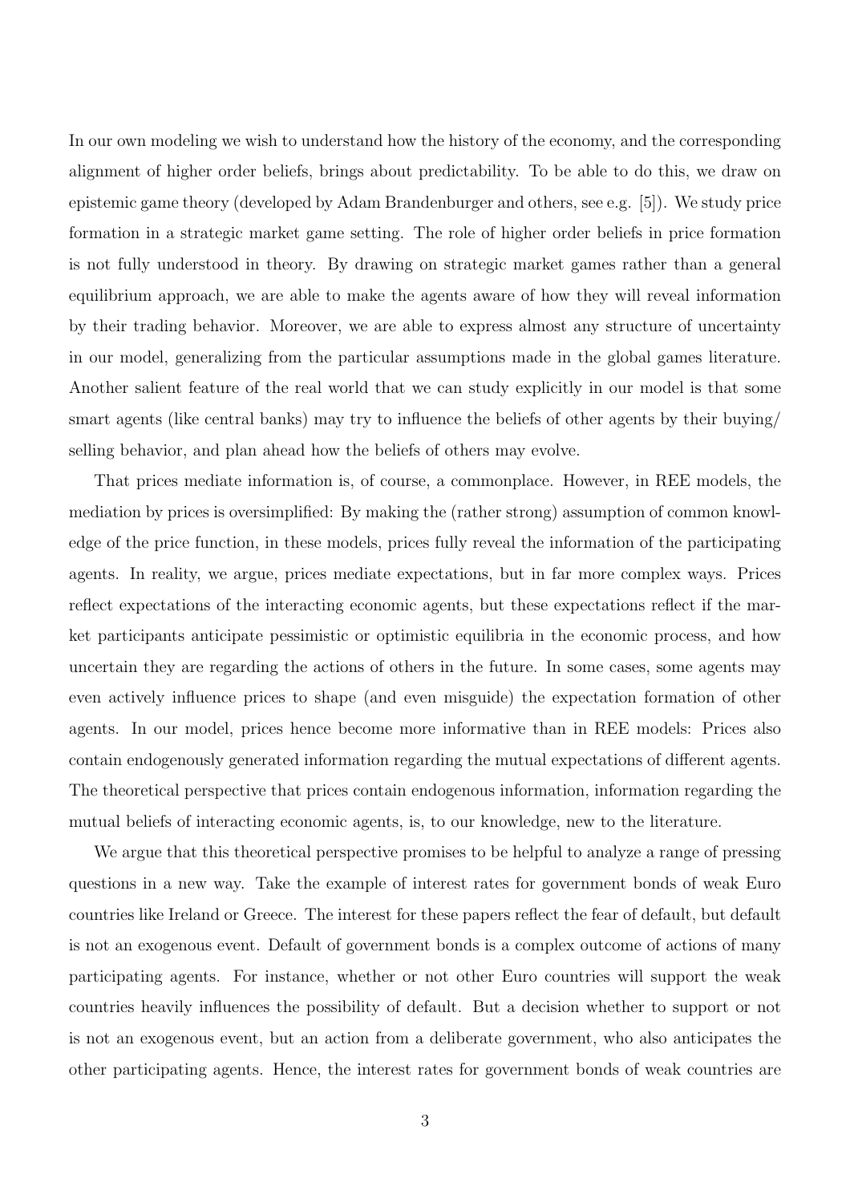In our own modeling we wish to understand how the history of the economy, and the corresponding alignment of higher order beliefs, brings about predictability. To be able to do this, we draw on epistemic game theory (developed by Adam Brandenburger and others, see e.g. [5]). We study price formation in a strategic market game setting. The role of higher order beliefs in price formation is not fully understood in theory. By drawing on strategic market games rather than a general equilibrium approach, we are able to make the agents aware of how they will reveal information by their trading behavior. Moreover, we are able to express almost any structure of uncertainty in our model, generalizing from the particular assumptions made in the global games literature. Another salient feature of the real world that we can study explicitly in our model is that some smart agents (like central banks) may try to influence the beliefs of other agents by their buying/ selling behavior, and plan ahead how the beliefs of others may evolve.

That prices mediate information is, of course, a commonplace. However, in REE models, the mediation by prices is oversimplified: By making the (rather strong) assumption of common knowledge of the price function, in these models, prices fully reveal the information of the participating agents. In reality, we argue, prices mediate expectations, but in far more complex ways. Prices reflect expectations of the interacting economic agents, but these expectations reflect if the market participants anticipate pessimistic or optimistic equilibria in the economic process, and how uncertain they are regarding the actions of others in the future. In some cases, some agents may even actively influence prices to shape (and even misguide) the expectation formation of other agents. In our model, prices hence become more informative than in REE models: Prices also contain endogenously generated information regarding the mutual expectations of different agents. The theoretical perspective that prices contain endogenous information, information regarding the mutual beliefs of interacting economic agents, is, to our knowledge, new to the literature.

We argue that this theoretical perspective promises to be helpful to analyze a range of pressing questions in a new way. Take the example of interest rates for government bonds of weak Euro countries like Ireland or Greece. The interest for these papers reflect the fear of default, but default is not an exogenous event. Default of government bonds is a complex outcome of actions of many participating agents. For instance, whether or not other Euro countries will support the weak countries heavily influences the possibility of default. But a decision whether to support or not is not an exogenous event, but an action from a deliberate government, who also anticipates the other participating agents. Hence, the interest rates for government bonds of weak countries are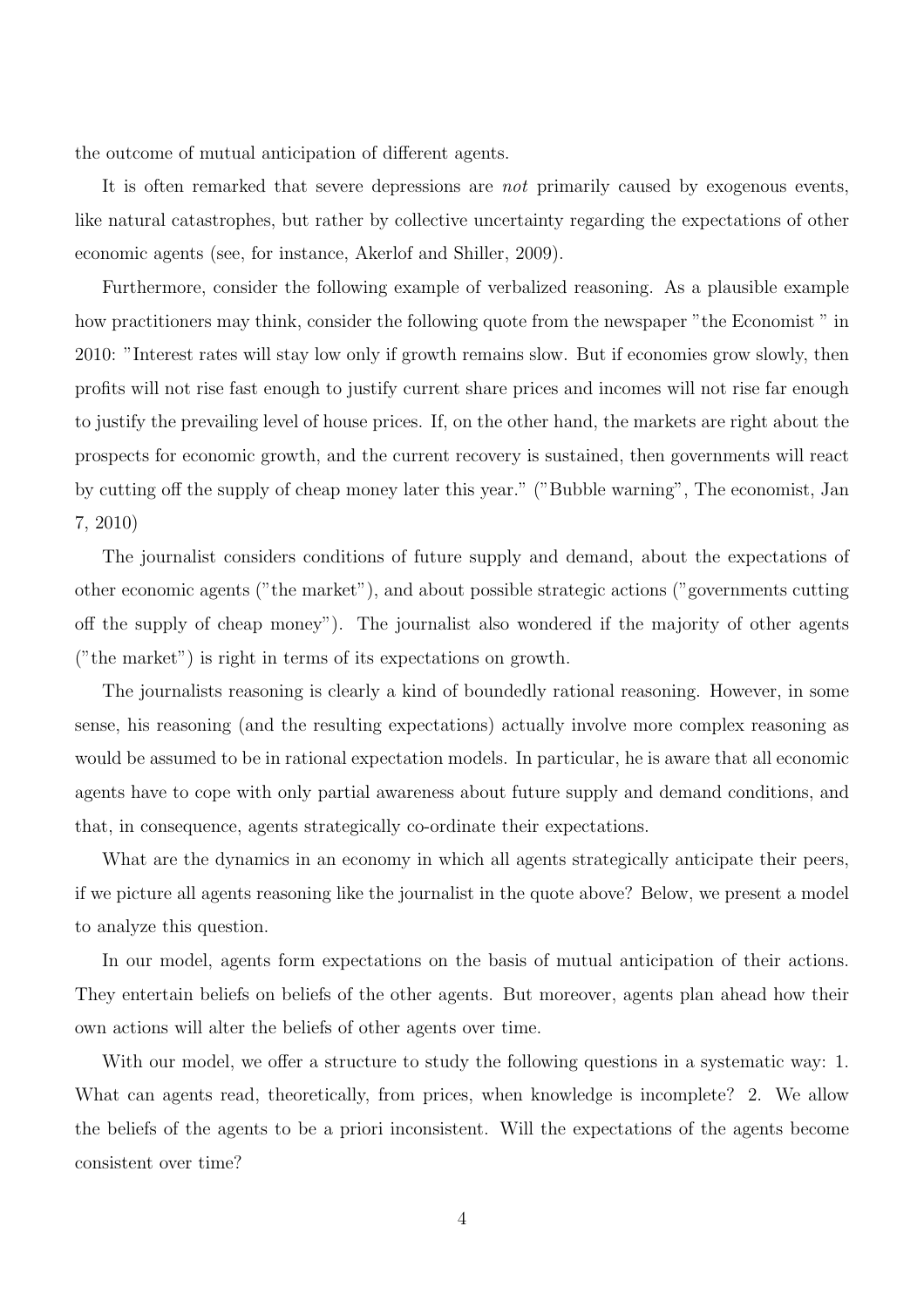the outcome of mutual anticipation of different agents.

It is often remarked that severe depressions are *not* primarily caused by exogenous events, like natural catastrophes, but rather by collective uncertainty regarding the expectations of other economic agents (see, for instance, Akerlof and Shiller, 2009).

Furthermore, consider the following example of verbalized reasoning. As a plausible example how practitioners may think, consider the following quote from the newspaper "the Economist " in 2010: "Interest rates will stay low only if growth remains slow. But if economies grow slowly, then profits will not rise fast enough to justify current share prices and incomes will not rise far enough to justify the prevailing level of house prices. If, on the other hand, the markets are right about the prospects for economic growth, and the current recovery is sustained, then governments will react by cutting off the supply of cheap money later this year." ("Bubble warning", The economist, Jan 7, 2010)

The journalist considers conditions of future supply and demand, about the expectations of other economic agents ("the market"), and about possible strategic actions ("governments cutting off the supply of cheap money"). The journalist also wondered if the majority of other agents ("the market") is right in terms of its expectations on growth.

The journalists reasoning is clearly a kind of boundedly rational reasoning. However, in some sense, his reasoning (and the resulting expectations) actually involve more complex reasoning as would be assumed to be in rational expectation models. In particular, he is aware that all economic agents have to cope with only partial awareness about future supply and demand conditions, and that, in consequence, agents strategically co-ordinate their expectations.

What are the dynamics in an economy in which all agents strategically anticipate their peers, if we picture all agents reasoning like the journalist in the quote above? Below, we present a model to analyze this question.

In our model, agents form expectations on the basis of mutual anticipation of their actions. They entertain beliefs on beliefs of the other agents. But moreover, agents plan ahead how their own actions will alter the beliefs of other agents over time.

With our model, we offer a structure to study the following questions in a systematic way: 1. What can agents read, theoretically, from prices, when knowledge is incomplete? 2. We allow the beliefs of the agents to be a priori inconsistent. Will the expectations of the agents become consistent over time?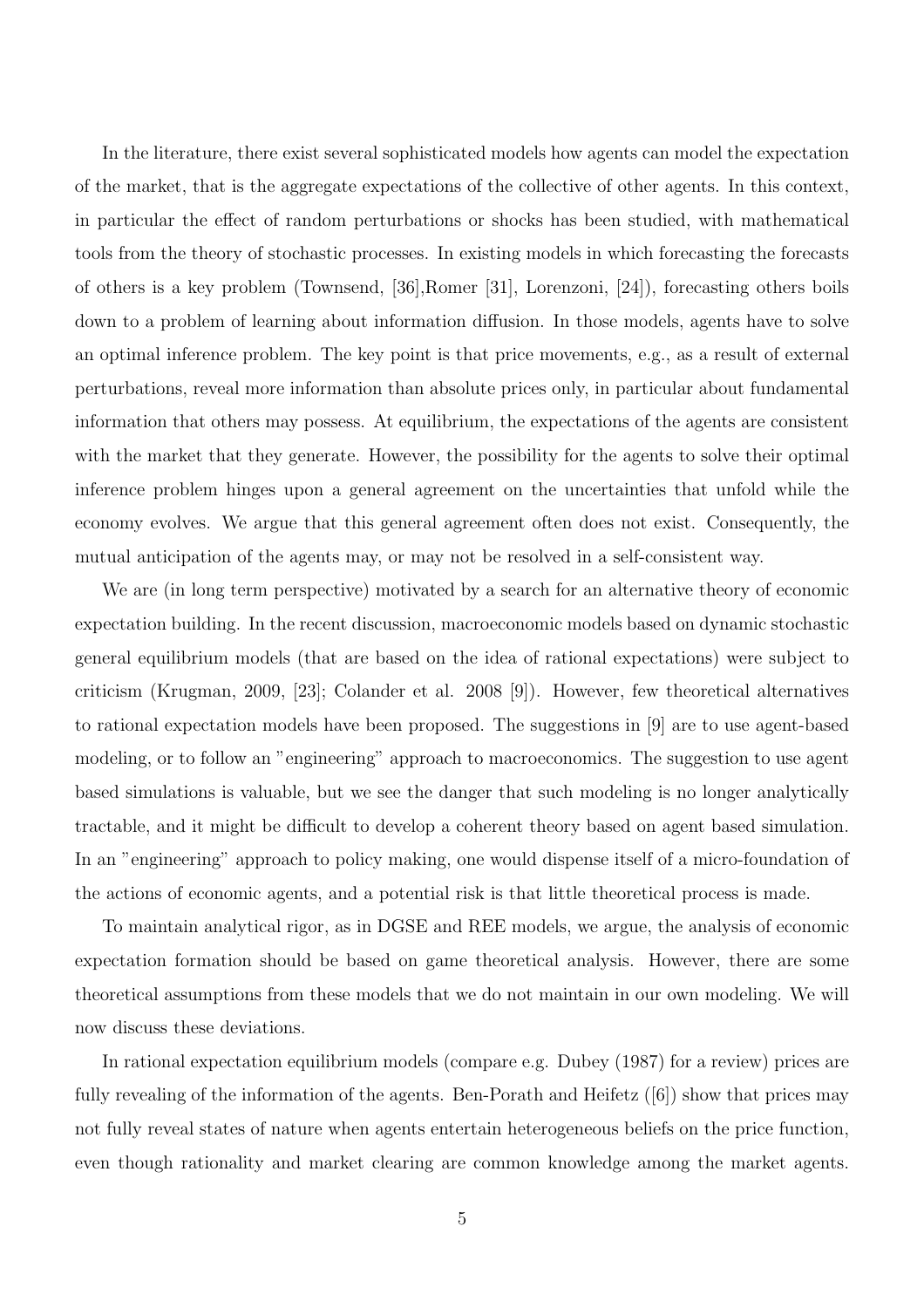In the literature, there exist several sophisticated models how agents can model the expectation of the market, that is the aggregate expectations of the collective of other agents. In this context, in particular the effect of random perturbations or shocks has been studied, with mathematical tools from the theory of stochastic processes. In existing models in which forecasting the forecasts of others is a key problem (Townsend, [36],Romer [31], Lorenzoni, [24]), forecasting others boils down to a problem of learning about information diffusion. In those models, agents have to solve an optimal inference problem. The key point is that price movements, e.g., as a result of external perturbations, reveal more information than absolute prices only, in particular about fundamental information that others may possess. At equilibrium, the expectations of the agents are consistent with the market that they generate. However, the possibility for the agents to solve their optimal inference problem hinges upon a general agreement on the uncertainties that unfold while the economy evolves. We argue that this general agreement often does not exist. Consequently, the mutual anticipation of the agents may, or may not be resolved in a self-consistent way.

We are (in long term perspective) motivated by a search for an alternative theory of economic expectation building. In the recent discussion, macroeconomic models based on dynamic stochastic general equilibrium models (that are based on the idea of rational expectations) were subject to criticism (Krugman, 2009, [23]; Colander et al. 2008 [9]). However, few theoretical alternatives to rational expectation models have been proposed. The suggestions in [9] are to use agent-based modeling, or to follow an "engineering" approach to macroeconomics. The suggestion to use agent based simulations is valuable, but we see the danger that such modeling is no longer analytically tractable, and it might be difficult to develop a coherent theory based on agent based simulation. In an "engineering" approach to policy making, one would dispense itself of a micro-foundation of the actions of economic agents, and a potential risk is that little theoretical process is made.

To maintain analytical rigor, as in DGSE and REE models, we argue, the analysis of economic expectation formation should be based on game theoretical analysis. However, there are some theoretical assumptions from these models that we do not maintain in our own modeling. We will now discuss these deviations.

In rational expectation equilibrium models (compare e.g. Dubey (1987) for a review) prices are fully revealing of the information of the agents. Ben-Porath and Heifetz ([6]) show that prices may not fully reveal states of nature when agents entertain heterogeneous beliefs on the price function, even though rationality and market clearing are common knowledge among the market agents.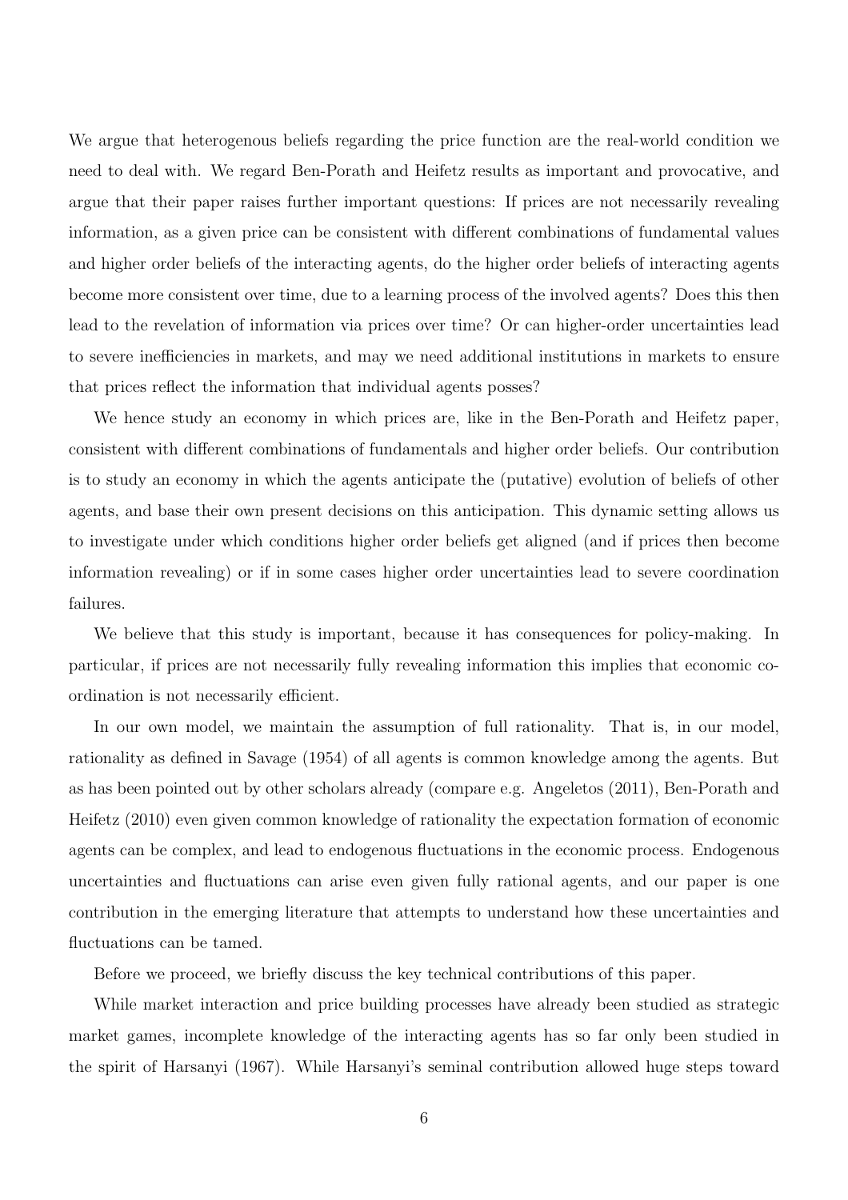We argue that heterogenous beliefs regarding the price function are the real-world condition we need to deal with. We regard Ben-Porath and Heifetz results as important and provocative, and argue that their paper raises further important questions: If prices are not necessarily revealing information, as a given price can be consistent with different combinations of fundamental values and higher order beliefs of the interacting agents, do the higher order beliefs of interacting agents become more consistent over time, due to a learning process of the involved agents? Does this then lead to the revelation of information via prices over time? Or can higher-order uncertainties lead to severe inefficiencies in markets, and may we need additional institutions in markets to ensure that prices reflect the information that individual agents posses?

We hence study an economy in which prices are, like in the Ben-Porath and Heifetz paper, consistent with different combinations of fundamentals and higher order beliefs. Our contribution is to study an economy in which the agents anticipate the (putative) evolution of beliefs of other agents, and base their own present decisions on this anticipation. This dynamic setting allows us to investigate under which conditions higher order beliefs get aligned (and if prices then become information revealing) or if in some cases higher order uncertainties lead to severe coordination failures.

We believe that this study is important, because it has consequences for policy-making. In particular, if prices are not necessarily fully revealing information this implies that economic coordination is not necessarily efficient.

In our own model, we maintain the assumption of full rationality. That is, in our model, rationality as defined in Savage (1954) of all agents is common knowledge among the agents. But as has been pointed out by other scholars already (compare e.g. Angeletos (2011), Ben-Porath and Heifetz (2010) even given common knowledge of rationality the expectation formation of economic agents can be complex, and lead to endogenous fluctuations in the economic process. Endogenous uncertainties and fluctuations can arise even given fully rational agents, and our paper is one contribution in the emerging literature that attempts to understand how these uncertainties and fluctuations can be tamed.

Before we proceed, we briefly discuss the key technical contributions of this paper.

While market interaction and price building processes have already been studied as strategic market games, incomplete knowledge of the interacting agents has so far only been studied in the spirit of Harsanyi (1967). While Harsanyi's seminal contribution allowed huge steps toward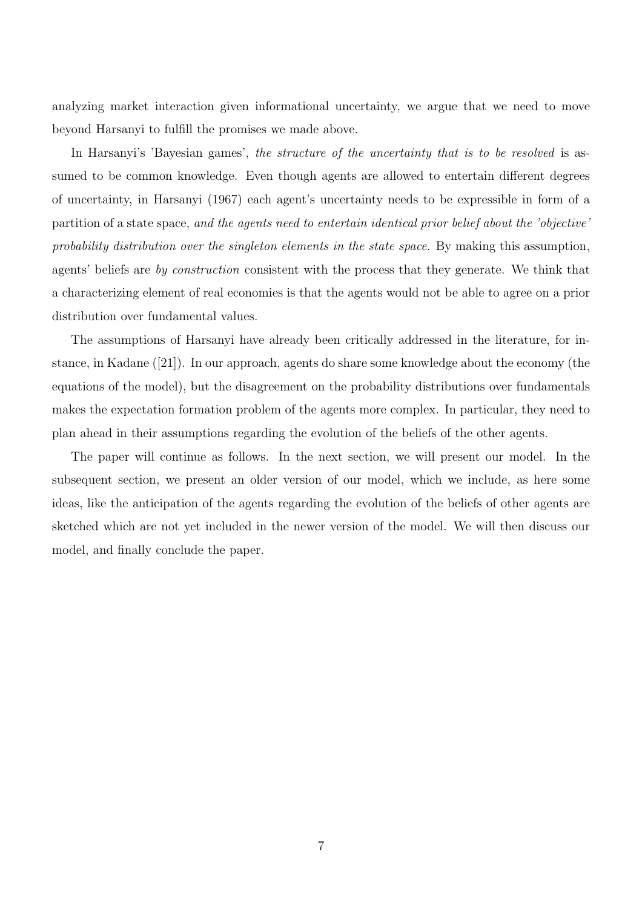analyzing market interaction given informational uncertainty, we argue that we need to move beyond Harsanyi to fulfill the promises we made above.

In Harsanyi's 'Bayesian games', *the structure of the uncertainty that is to be resolved* is assumed to be common knowledge. Even though agents are allowed to entertain different degrees of uncertainty, in Harsanyi (1967) each agent's uncertainty needs to be expressible in form of a partition of a state space, *and the agents need to entertain identical prior belief about the 'objective' probability distribution over the singleton elements in the state space*. By making this assumption, agents' beliefs are *by construction* consistent with the process that they generate. We think that a characterizing element of real economies is that the agents would not be able to agree on a prior distribution over fundamental values.

The assumptions of Harsanyi have already been critically addressed in the literature, for instance, in Kadane ([21]). In our approach, agents do share some knowledge about the economy (the equations of the model), but the disagreement on the probability distributions over fundamentals makes the expectation formation problem of the agents more complex. In particular, they need to plan ahead in their assumptions regarding the evolution of the beliefs of the other agents.

The paper will continue as follows. In the next section, we will present our model. In the subsequent section, we present an older version of our model, which we include, as here some ideas, like the anticipation of the agents regarding the evolution of the beliefs of other agents are sketched which are not yet included in the newer version of the model. We will then discuss our model, and finally conclude the paper.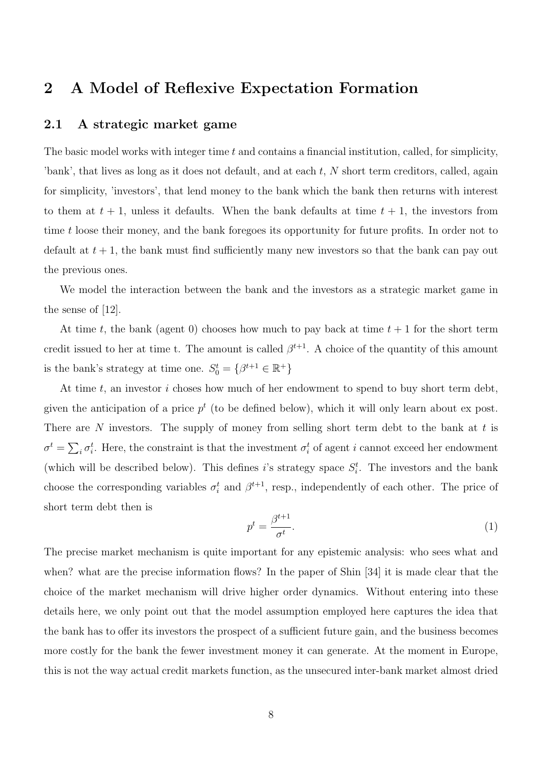## 2 A Model of Reflexive Expectation Formation

### 2.1 A strategic market game

The basic model works with integer time $t$ and contains a financial institution, called, for simplicity, 'bank', that lives as long as it does not default, and at each $t$, $N$ short term creditors, called, again for simplicity, 'investors', that lend money to the bank which the bank then returns with interest to them at $t + 1$, unless it defaults. When the bank defaults at time $t + 1$, the investors from time $t$ loose their money, and the bank foregoes its opportunity for future profits. In order not to default at $t + 1$, the bank must find sufficiently many new investors so that the bank can pay out the previous ones.

We model the interaction between the bank and the investors as a strategic market game in the sense of [12].

At time $t$, the bank (agent 0) chooses how much to pay back at time $t + 1$ for the short term credit issued to her at time t. The amount is called $\beta^{t+1}$. A choice of the quantity of this amount is the bank's strategy at time one. $S_0^t = \{\beta^{t+1} \in \mathbb{R}^+\}$

At time $t$, an investor $i$ choses how much of her endowment to spend to buy short term debt, given the anticipation of a price $p^t$ (to be defined below), which it will only learn about ex post. There are $N$ investors. The supply of money from selling short term debt to the bank at $t$ is $\sigma^t = \sum_i \sigma_i^t$. Here, the constraint is that the investment $\sigma_i^t$ of agent $i$ cannot exceed her endowment (which will be described below). This defines $i$'s strategy space $S_i^t$. The investors and the bank choose the corresponding variables $\sigma_i^t$ and $\beta^{t+1}$, resp., independently of each other. The price of short term debt then is

$$p^t = \frac{\beta^{t+1}}{\sigma^t}. \tag{1}$$

The precise market mechanism is quite important for any epistemic analysis: who sees what and when? what are the precise information flows? In the paper of Shin [34] it is made clear that the choice of the market mechanism will drive higher order dynamics. Without entering into these details here, we only point out that the model assumption employed here captures the idea that the bank has to offer its investors the prospect of a sufficient future gain, and the business becomes more costly for the bank the fewer investment money it can generate. At the moment in Europe, this is not the way actual credit markets function, as the unsecured inter-bank market almost dried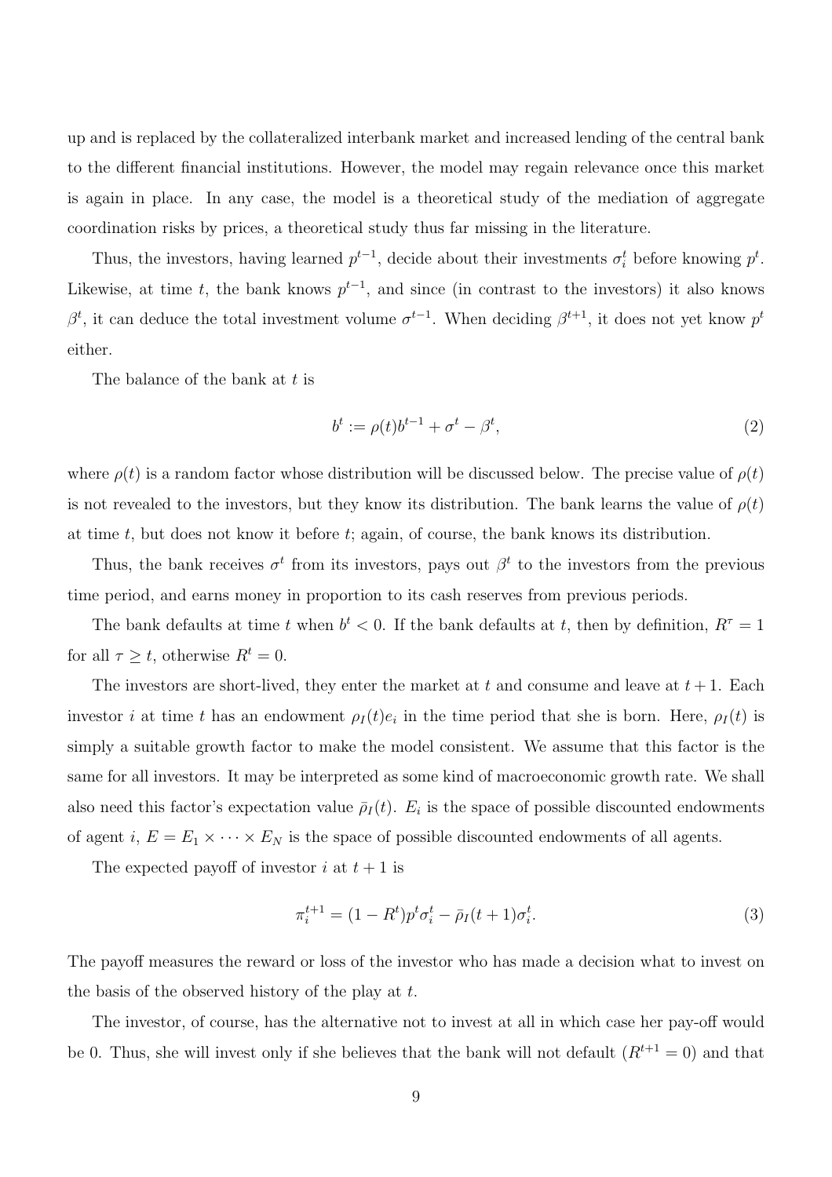up and is replaced by the collateralized interbank market and increased lending of the central bank to the different financial institutions. However, the model may regain relevance once this market is again in place. In any case, the model is a theoretical study of the mediation of aggregate coordination risks by prices, a theoretical study thus far missing in the literature.

Thus, the investors, having learned $p^{t-1}$, decide about their investments $\sigma_i^t$ before knowing $p^t$. Likewise, at time $t$, the bank knows $p^{t-1}$, and since (in contrast to the investors) it also knows $\beta^t$, it can deduce the total investment volume $\sigma^{t-1}$. When deciding $\beta^{t+1}$, it does not yet know $p^t$ either.

The balance of the bank at $t$ is

$$b^t := \rho(t)b^{t-1} + \sigma^t - \beta^t, \tag{2}$$

where $\rho(t)$ is a random factor whose distribution will be discussed below. The precise value of $\rho(t)$ is not revealed to the investors, but they know its distribution. The bank learns the value of $\rho(t)$ at time $t$, but does not know it before $t$; again, of course, the bank knows its distribution.

Thus, the bank receives $\sigma^t$ from its investors, pays out $\beta^t$ to the investors from the previous time period, and earns money in proportion to its cash reserves from previous periods.

The bank defaults at time $t$ when $b^t < 0$. If the bank defaults at $t$, then by definition, $R^\tau = 1$ for all $\tau \geq t$, otherwise $R^t = 0$.

The investors are short-lived, they enter the market at $t$ and consume and leave at $t+1$. Each investor $i$ at time $t$ has an endowment $\rho_I(t)e_i$ in the time period that she is born. Here, $\rho_I(t)$ is simply a suitable growth factor to make the model consistent. We assume that this factor is the same for all investors. It may be interpreted as some kind of macroeconomic growth rate. We shall also need this factor's expectation value $\bar{\rho}_I(t)$. $E_i$ is the space of possible discounted endowments of agent $i$, $E = E_1 \times \cdots \times E_N$ is the space of possible discounted endowments of all agents.

The expected payoff of investor $i$ at $t+1$ is

$$\pi_i^{t+1} = (1 - R^t)p^t\sigma_i^t - \bar{\rho}_I(t+1)\sigma_i^t. \tag{3}$$

The payoff measures the reward or loss of the investor who has made a decision what to invest on the basis of the observed history of the play at $t$.

The investor, of course, has the alternative not to invest at all in which case her pay-off would be 0. Thus, she will invest only if she believes that the bank will not default ($R^{t+1} = 0$) and that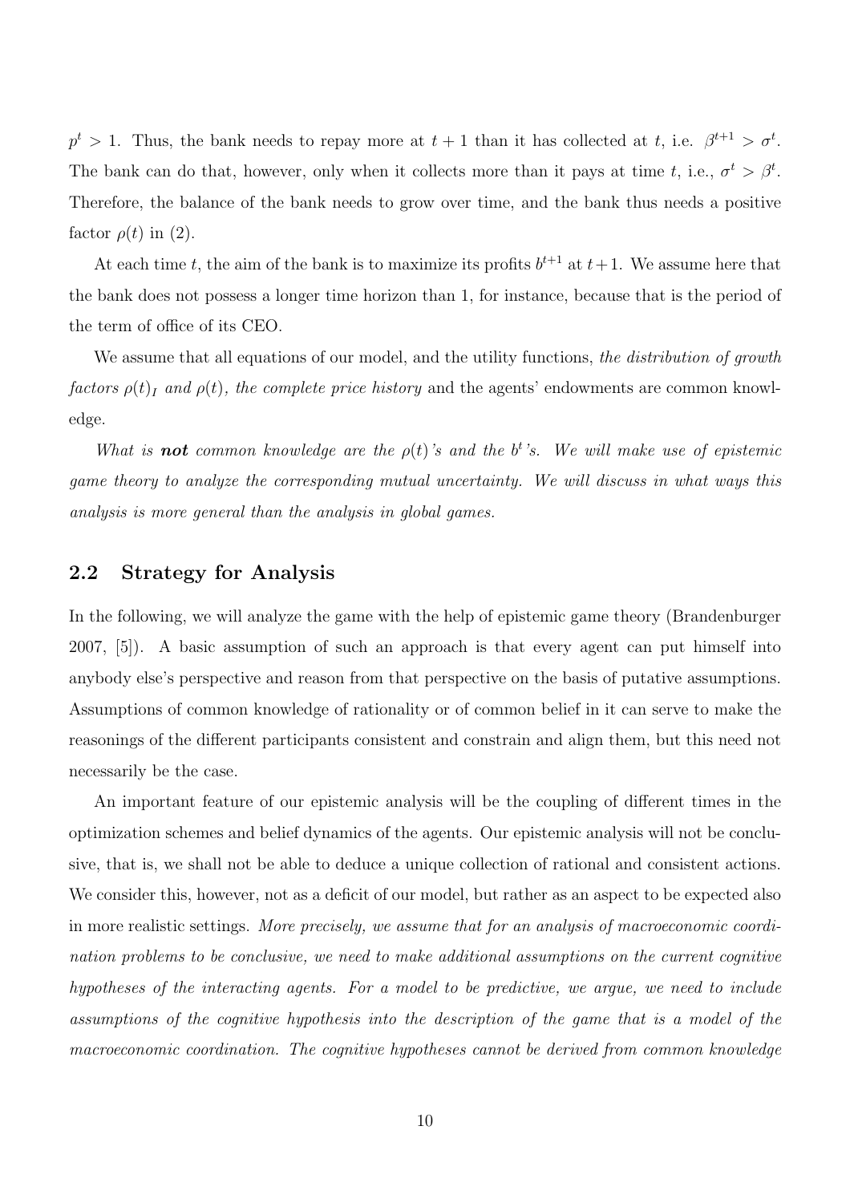$p^t > 1$. Thus, the bank needs to repay more at $t+1$ than it has collected at $t$, i.e. $\beta^{t+1} > \sigma^t$. The bank can do that, however, only when it collects more than it pays at time $t$, i.e., $\sigma^t > \beta^t$. Therefore, the balance of the bank needs to grow over time, and the bank thus needs a positive factor $\rho(t)$ in (2).

At each time $t$, the aim of the bank is to maximize its profits $b^{t+1}$ at $t+1$. We assume here that the bank does not possess a longer time horizon than 1, for instance, because that is the period of the term of office of its CEO.

We assume that all equations of our model, and the utility functions, *the distribution of growth factors $\rho(t)_I$ and $\rho(t)$, the complete price history* and the agents' endowments are common knowledge.

*What is **not** common knowledge are the $\rho(t)$'s and the $b^t$'s. We will make use of epistemic game theory to analyze the corresponding mutual uncertainty. We will discuss in what ways this analysis is more general than the analysis in global games.*

## 2.2 Strategy for Analysis

In the following, we will analyze the game with the help of epistemic game theory (Brandenburger 2007, [5]). A basic assumption of such an approach is that every agent can put himself into anybody else's perspective and reason from that perspective on the basis of putative assumptions. Assumptions of common knowledge of rationality or of common belief in it can serve to make the reasonings of the different participants consistent and constrain and align them, but this need not necessarily be the case.

An important feature of our epistemic analysis will be the coupling of different times in the optimization schemes and belief dynamics of the agents. Our epistemic analysis will not be conclusive, that is, we shall not be able to deduce a unique collection of rational and consistent actions. We consider this, however, not as a deficit of our model, but rather as an aspect to be expected also in more realistic settings. *More precisely, we assume that for an analysis of macroeconomic coordination problems to be conclusive, we need to make additional assumptions on the current cognitive hypotheses of the interacting agents. For a model to be predictive, we argue, we need to include assumptions of the cognitive hypothesis into the description of the game that is a model of the macroeconomic coordination. The cognitive hypotheses cannot be derived from common knowledge*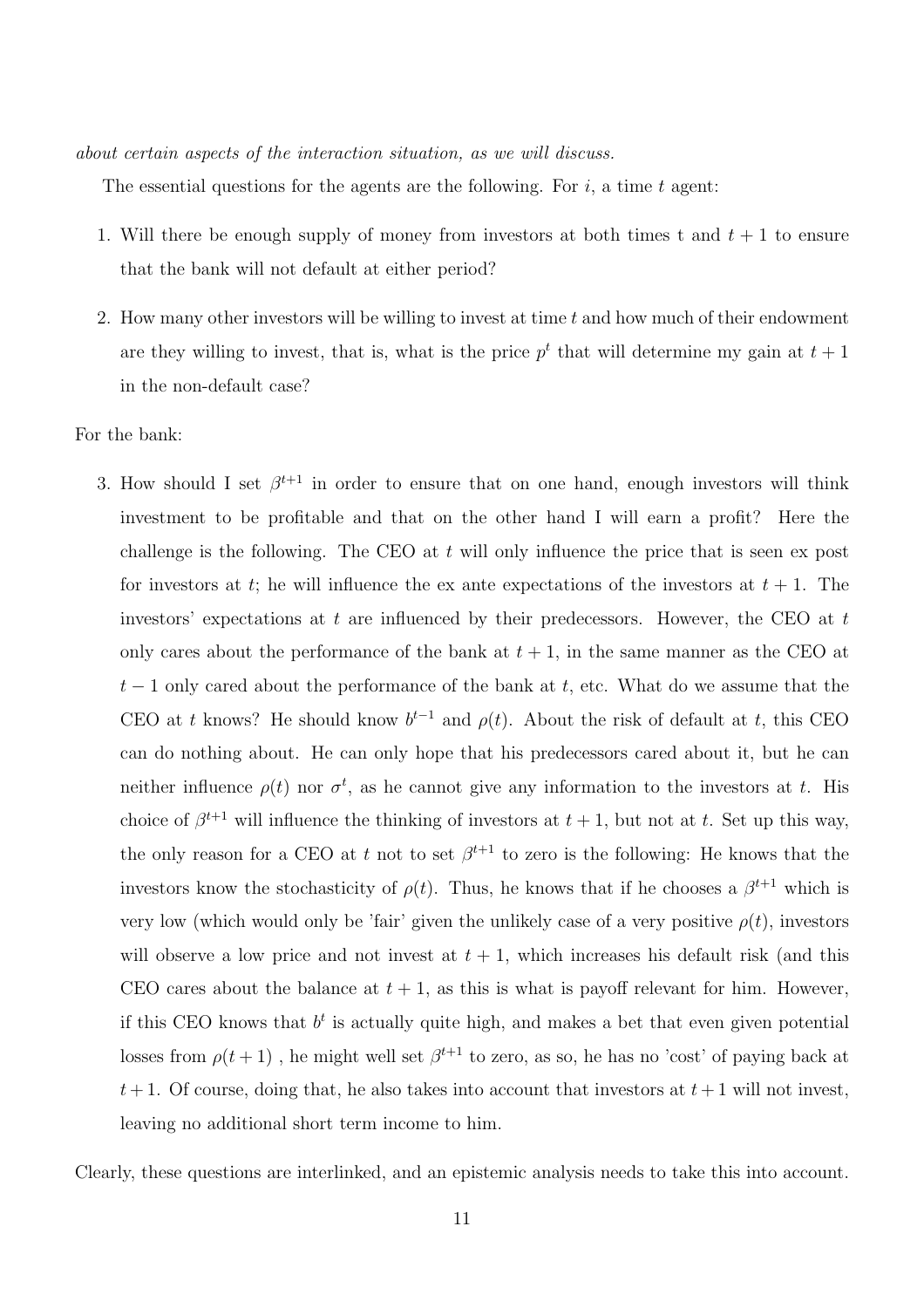*about certain aspects of the interaction situation, as we will discuss.*

The essential questions for the agents are the following. For $i$, a time $t$ agent:

1. Will there be enough supply of money from investors at both times t and $t+1$ to ensure that the bank will not default at either period?

2. How many other investors will be willing to invest at time $t$ and how much of their endowment are they willing to invest, that is, what is the price $p^t$ that will determine my gain at $t+1$ in the non-default case?

For the bank:

3. How should I set $\beta^{t+1}$ in order to ensure that on one hand, enough investors will think investment to be profitable and that on the other hand I will earn a profit? Here the challenge is the following. The CEO at $t$ will only influence the price that is seen ex post for investors at $t$; he will influence the ex ante expectations of the investors at $t+1$. The investors' expectations at $t$ are influenced by their predecessors. However, the CEO at $t$ only cares about the performance of the bank at $t+1$, in the same manner as the CEO at $t-1$ only cared about the performance of the bank at $t$, etc. What do we assume that the CEO at $t$ knows? He should know $b^{t-1}$ and $\rho(t)$. About the risk of default at $t$, this CEO can do nothing about. He can only hope that his predecessors cared about it, but he can neither influence $\rho(t)$ nor $\sigma^t$, as he cannot give any information to the investors at $t$. His choice of $\beta^{t+1}$ will influence the thinking of investors at $t+1$, but not at $t$. Set up this way, the only reason for a CEO at $t$ not to set $\beta^{t+1}$ to zero is the following: He knows that the investors know the stochasticity of $\rho(t)$. Thus, he knows that if he chooses a $\beta^{t+1}$ which is very low (which would only be 'fair' given the unlikely case of a very positive $\rho(t)$, investors will observe a low price and not invest at $t+1$, which increases his default risk (and this CEO cares about the balance at $t+1$, as this is what is payoff relevant for him. However, if this CEO knows that $b^t$ is actually quite high, and makes a bet that even given potential losses from $\rho(t+1)$ , he might well set $\beta^{t+1}$ to zero, as so, he has no 'cost' of paying back at $t+1$. Of course, doing that, he also takes into account that investors at $t+1$ will not invest, leaving no additional short term income to him.

Clearly, these questions are interlinked, and an epistemic analysis needs to take this into account.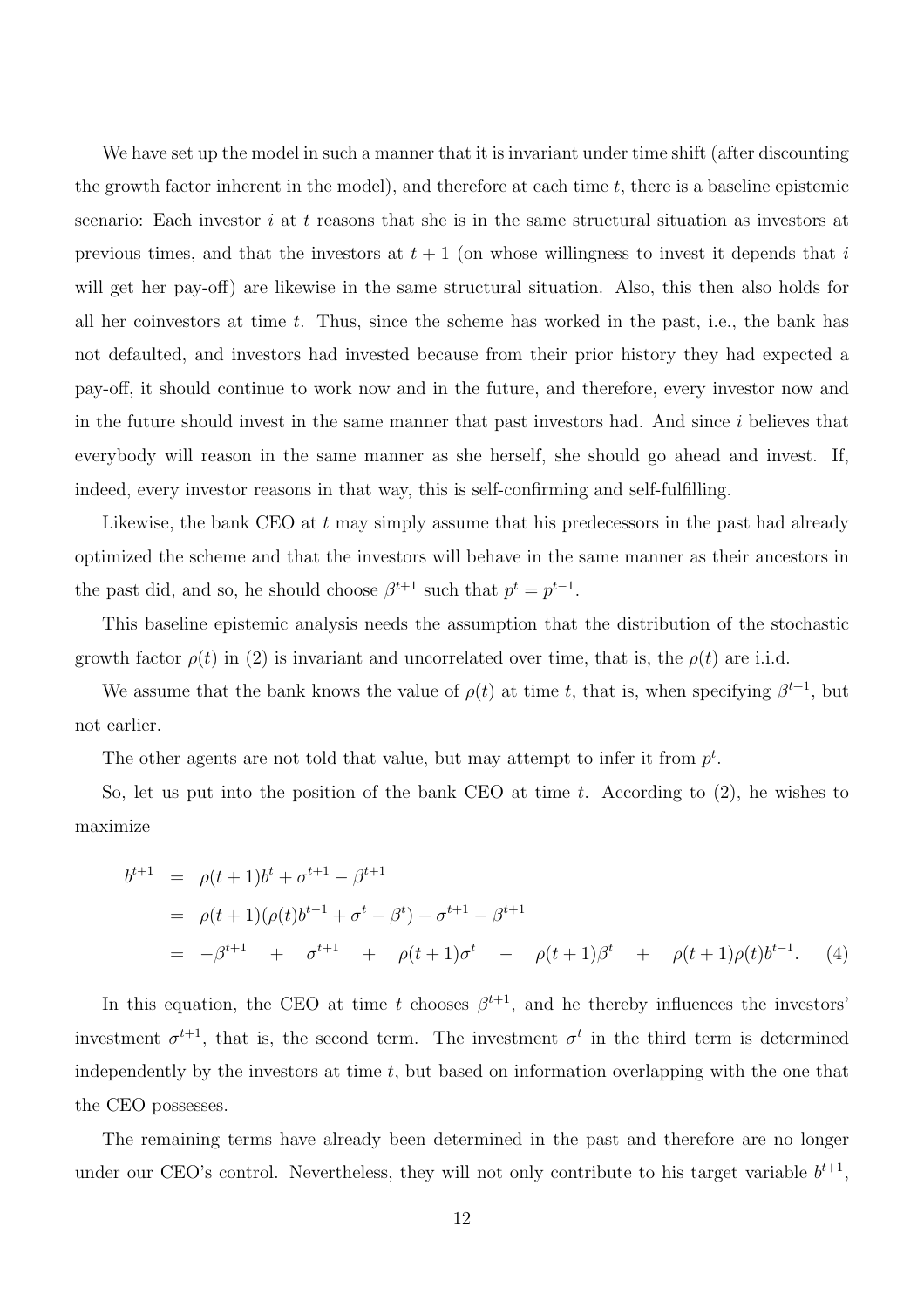We have set up the model in such a manner that it is invariant under time shift (after discounting the growth factor inherent in the model), and therefore at each time $t$, there is a baseline epistemic scenario: Each investor $i$ at $t$ reasons that she is in the same structural situation as investors at previous times, and that the investors at $t+1$ (on whose willingness to invest it depends that $i$ will get her pay-off) are likewise in the same structural situation. Also, this then also holds for all her coinvestors at time $t$. Thus, since the scheme has worked in the past, i.e., the bank has not defaulted, and investors had invested because from their prior history they had expected a pay-off, it should continue to work now and in the future, and therefore, every investor now and in the future should invest in the same manner that past investors had. And since $i$ believes that everybody will reason in the same manner as she herself, she should go ahead and invest. If, indeed, every investor reasons in that way, this is self-confirming and self-fulfilling.

Likewise, the bank CEO at $t$ may simply assume that his predecessors in the past had already optimized the scheme and that the investors will behave in the same manner as their ancestors in the past did, and so, he should choose $\beta^{t+1}$ such that $p^t = p^{t-1}$.

This baseline epistemic analysis needs the assumption that the distribution of the stochastic growth factor $\rho(t)$ in (2) is invariant and uncorrelated over time, that is, the $\rho(t)$ are i.i.d.

We assume that the bank knows the value of $\rho(t)$ at time $t$, that is, when specifying $\beta^{t+1}$, but not earlier.

The other agents are not told that value, but may attempt to infer it from $p^t$.

So, let us put into the position of the bank CEO at time $t$. According to (2), he wishes to maximize

$$
\begin{aligned}
b^{t+1} &= \rho(t+1)b^t + \sigma^{t+1} - \beta^{t+1} \\
&= \rho(t+1)(\rho(t)b^{t-1} + \sigma^t - \beta^t) + \sigma^{t+1} - \beta^{t+1} \\
&= -\beta^{t+1} + \sigma^{t+1} + \rho(t+1)\sigma^t - \rho(t+1)\beta^t + \rho(t+1)\rho(t)b^{t-1}. \qquad (4)
\end{aligned}
$$

In this equation, the CEO at time $t$ chooses $\beta^{t+1}$, and he thereby influences the investors' investment $\sigma^{t+1}$, that is, the second term. The investment $\sigma^t$ in the third term is determined independently by the investors at time $t$, but based on information overlapping with the one that the CEO possesses.

The remaining terms have already been determined in the past and therefore are no longer under our CEO's control. Nevertheless, they will not only contribute to his target variable $b^{t+1}$,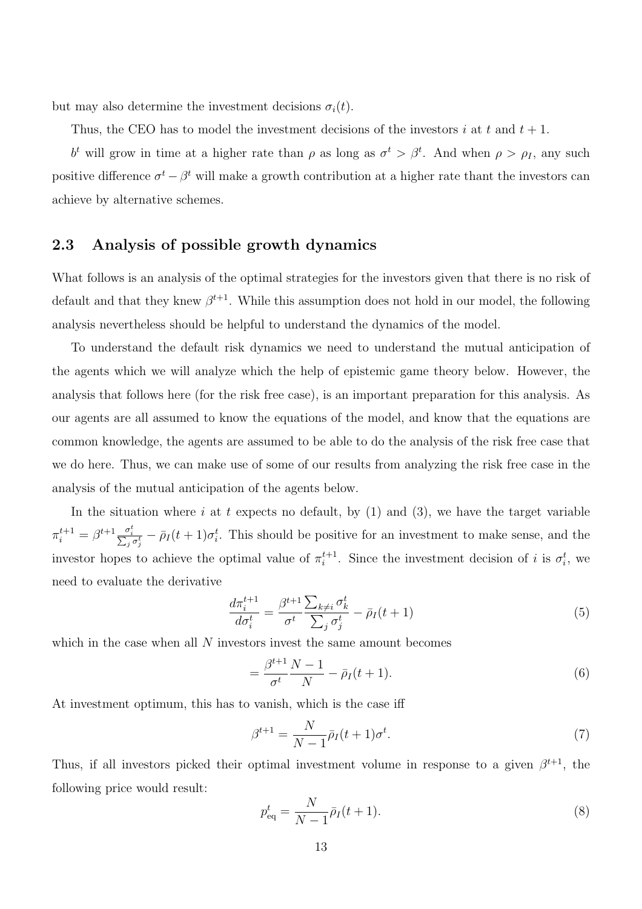but may also determine the investment decisions $\sigma_i(t)$.

Thus, the CEO has to model the investment decisions of the investors $i$ at $t$ and $t+1$.

$b^t$ will grow in time at a higher rate than $\rho$ as long as $\sigma^t > \beta^t$. And when $\rho > \rho_I$, any such positive difference $\sigma^t - \beta^t$ will make a growth contribution at a higher rate thant the investors can achieve by alternative schemes.

## 2.3 Analysis of possible growth dynamics

What follows is an analysis of the optimal strategies for the investors given that there is no risk of default and that they knew $\beta^{t+1}$. While this assumption does not hold in our model, the following analysis nevertheless should be helpful to understand the dynamics of the model.

To understand the default risk dynamics we need to understand the mutual anticipation of the agents which we will analyze which the help of epistemic game theory below. However, the analysis that follows here (for the risk free case), is an important preparation for this analysis. As our agents are all assumed to know the equations of the model, and know that the equations are common knowledge, the agents are assumed to be able to do the analysis of the risk free case that we do here. Thus, we can make use of some of our results from analyzing the risk free case in the analysis of the mutual anticipation of the agents below.

In the situation where $i$ at $t$ expects no default, by (1) and (3), we have the target variable $\pi_i^{t+1} = \beta^{t+1} \frac{\sigma_i^t}{\sum_j \sigma_j^t} - \bar{\rho}_I(t+1)\sigma_i^t$. This should be positive for an investment to make sense, and the investor hopes to achieve the optimal value of $\pi_i^{t+1}$. Since the investment decision of $i$ is $\sigma_i^t$, we need to evaluate the derivative

$$\frac{d\pi_i^{t+1}}{d\sigma_i^t} = \frac{\beta^{t+1}}{\sigma^t} \frac{\sum_{k \neq i} \sigma_k^t}{\sum_j \sigma_j^t} - \bar{\rho}_I(t+1) \tag{5}$$

which in the case when all $N$ investors invest the same amount becomes

$$= \frac{\beta^{t+1}}{\sigma^t} \frac{N-1}{N} - \bar{\rho}_I(t+1). \tag{6}$$

At investment optimum, this has to vanish, which is the case iff

$$\beta^{t+1} = \frac{N}{N-1} \bar{\rho}_I(t+1) \sigma^t. \tag{7}$$

Thus, if all investors picked their optimal investment volume in response to a given $\beta^{t+1}$, the following price would result:

$$p_{\text{eq}}^t = \frac{N}{N-1} \bar{\rho}_I(t+1). \tag{8}$$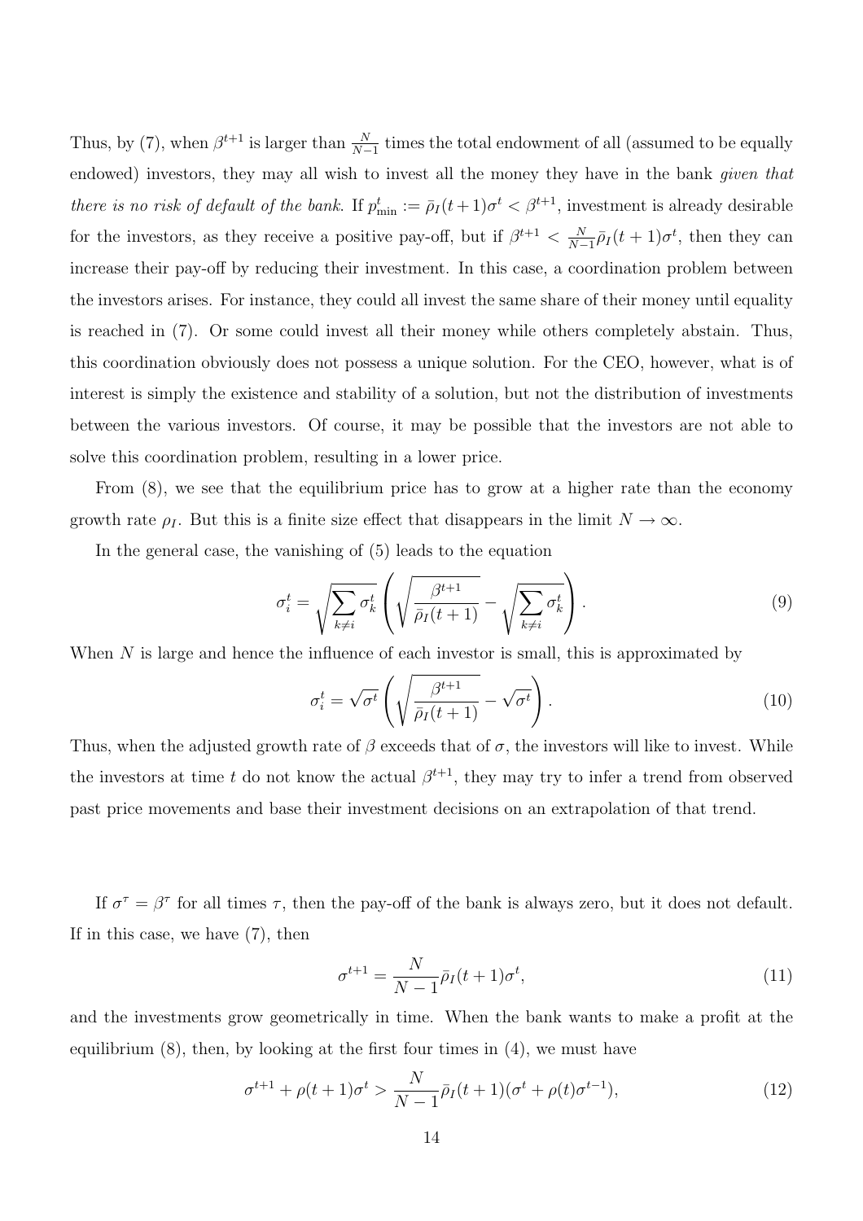Thus, by (7), when $\beta^{t+1}$ is larger than $\frac{N}{N-1}$ times the total endowment of all (assumed to be equally endowed) investors, they may all wish to invest all the money they have in the bank *given that there is no risk of default of the bank.* If $p^t_{\min} := \bar{\rho}_I(t+1)\sigma^t < \beta^{t+1}$, investment is already desirable for the investors, as they receive a positive pay-off, but if $\beta^{t+1} < \frac{N}{N-1}\bar{\rho}_I(t+1)\sigma^t$, then they can increase their pay-off by reducing their investment. In this case, a coordination problem between the investors arises. For instance, they could all invest the same share of their money until equality is reached in (7). Or some could invest all their money while others completely abstain. Thus, this coordination obviously does not possess a unique solution. For the CEO, however, what is of interest is simply the existence and stability of a solution, but not the distribution of investments between the various investors. Of course, it may be possible that the investors are not able to solve this coordination problem, resulting in a lower price.

From (8), we see that the equilibrium price has to grow at a higher rate than the economy growth rate $\rho_I$. But this is a finite size effect that disappears in the limit $N \to \infty$.

In the general case, the vanishing of (5) leads to the equation

$$\sigma^t_i = \sqrt{\sum_{k \neq i} \sigma^t_k} \left( \sqrt{\frac{\beta^{t+1}}{\bar{\rho}_I(t+1)}} - \sqrt{\sum_{k \neq i} \sigma^t_k} \right). \tag{9}$$

When $N$ is large and hence the influence of each investor is small, this is approximated by

$$\sigma^t_i = \sqrt{\sigma^t} \left( \sqrt{\frac{\beta^{t+1}}{\bar{\rho}_I(t+1)}} - \sqrt{\sigma^t} \right). \tag{10}$$

Thus, when the adjusted growth rate of $\beta$ exceeds that of $\sigma$, the investors will like to invest. While the investors at time $t$ do not know the actual $\beta^{t+1}$, they may try to infer a trend from observed past price movements and base their investment decisions on an extrapolation of that trend.

If $\sigma^\tau = \beta^\tau$ for all times $\tau$, then the pay-off of the bank is always zero, but it does not default. If in this case, we have (7), then

$$\sigma^{t+1} = \frac{N}{N-1}\bar{\rho}_I(t+1)\sigma^t, \tag{11}$$

and the investments grow geometrically in time. When the bank wants to make a profit at the equilibrium (8), then, by looking at the first four times in (4), we must have

$$\sigma^{t+1} + \rho(t+1)\sigma^t > \frac{N}{N-1}\bar{\rho}_I(t+1)(\sigma^t + \rho(t)\sigma^{t-1}), \tag{12}$$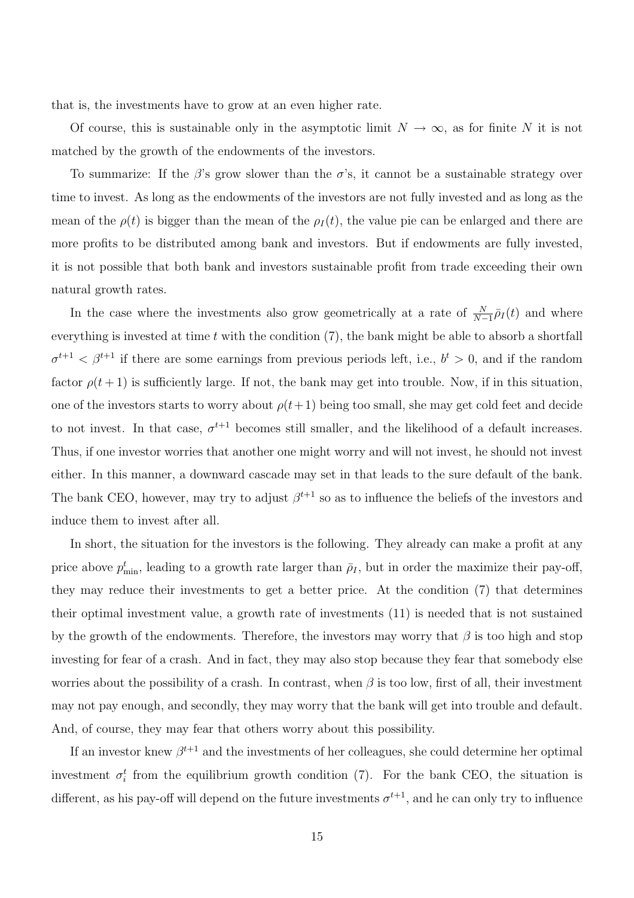that is, the investments have to grow at an even higher rate.

Of course, this is sustainable only in the asymptotic limit $N \to \infty$, as for finite $N$ it is not matched by the growth of the endowments of the investors.

To summarize: If the $\beta$'s grow slower than the $\sigma$'s, it cannot be a sustainable strategy over time to invest. As long as the endowments of the investors are not fully invested and as long as the mean of the $\rho(t)$ is bigger than the mean of the $\rho_I(t)$, the value pie can be enlarged and there are more profits to be distributed among bank and investors. But if endowments are fully invested, it is not possible that both bank and investors sustainable profit from trade exceeding their own natural growth rates.

In the case where the investments also grow geometrically at a rate of $\frac{N}{N-1}\bar{\rho}_I(t)$ and where everything is invested at time $t$ with the condition (7), the bank might be able to absorb a shortfall $\sigma^{t+1} < \beta^{t+1}$ if there are some earnings from previous periods left, i.e., $b^t > 0$, and if the random factor $\rho(t+1)$ is sufficiently large. If not, the bank may get into trouble. Now, if in this situation, one of the investors starts to worry about $\rho(t+1)$ being too small, she may get cold feet and decide to not invest. In that case, $\sigma^{t+1}$ becomes still smaller, and the likelihood of a default increases. Thus, if one investor worries that another one might worry and will not invest, he should not invest either. In this manner, a downward cascade may set in that leads to the sure default of the bank. The bank CEO, however, may try to adjust $\beta^{t+1}$ so as to influence the beliefs of the investors and induce them to invest after all.

In short, the situation for the investors is the following. They already can make a profit at any price above $p^t_{\min}$, leading to a growth rate larger than $\bar{\rho}_I$, but in order the maximize their pay-off, they may reduce their investments to get a better price. At the condition (7) that determines their optimal investment value, a growth rate of investments (11) is needed that is not sustained by the growth of the endowments. Therefore, the investors may worry that $\beta$ is too high and stop investing for fear of a crash. And in fact, they may also stop because they fear that somebody else worries about the possibility of a crash. In contrast, when $\beta$ is too low, first of all, their investment may not pay enough, and secondly, they may worry that the bank will get into trouble and default. And, of course, they may fear that others worry about this possibility.

If an investor knew $\beta^{t+1}$ and the investments of her colleagues, she could determine her optimal investment $\sigma^t_i$ from the equilibrium growth condition (7). For the bank CEO, the situation is different, as his pay-off will depend on the future investments $\sigma^{t+1}$, and he can only try to influence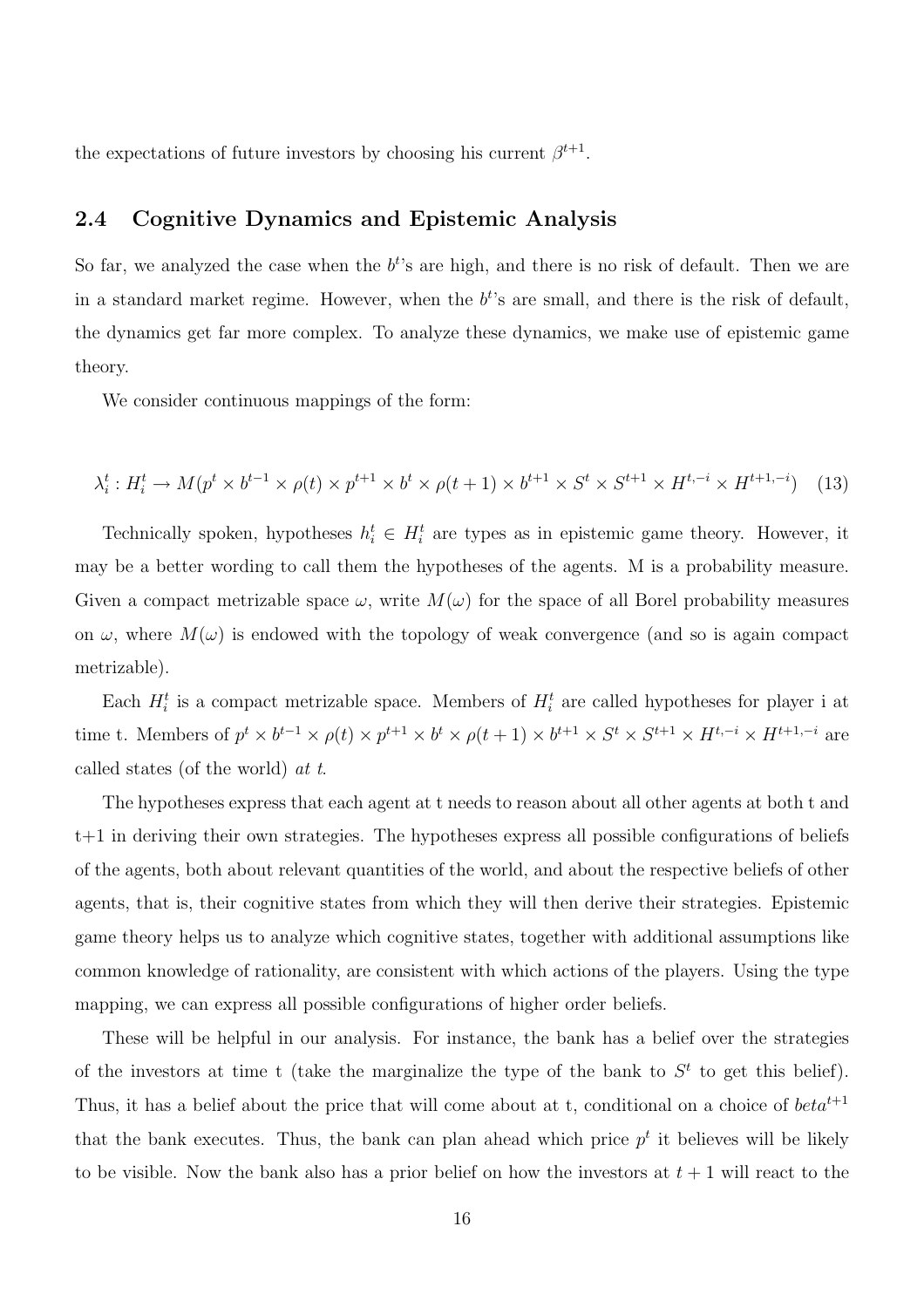the expectations of future investors by choosing his current $\beta^{t+1}$.

## 2.4 Cognitive Dynamics and Epistemic Analysis

So far, we analyzed the case when the $b^t$'s are high, and there is no risk of default. Then we are in a standard market regime. However, when the $b^t$'s are small, and there is the risk of default, the dynamics get far more complex. To analyze these dynamics, we make use of epistemic game theory.

We consider continuous mappings of the form:

$$\lambda_i^t : H_i^t \to M(p^t \times b^{t-1} \times \rho(t) \times p^{t+1} \times b^t \times \rho(t+1) \times b^{t+1} \times S^t \times S^{t+1} \times H^{t,-i} \times H^{t+1,-i}) \quad (13)$$

Technically spoken, hypotheses $h_i^t \in H_i^t$ are types as in epistemic game theory. However, it may be a better wording to call them the hypotheses of the agents. M is a probability measure. Given a compact metrizable space $\omega$, write $M(\omega)$ for the space of all Borel probability measures on $\omega$, where $M(\omega)$ is endowed with the topology of weak convergence (and so is again compact metrizable).

Each $H_i^t$ is a compact metrizable space. Members of $H_i^t$ are called hypotheses for player i at time t. Members of $p^t \times b^{t-1} \times \rho(t) \times p^{t+1} \times b^t \times \rho(t+1) \times b^{t+1} \times S^t \times S^{t+1} \times H^{t,-i} \times H^{t+1,-i}$ are called states (of the world) *at t*.

The hypotheses express that each agent at t needs to reason about all other agents at both t and t+1 in deriving their own strategies. The hypotheses express all possible configurations of beliefs of the agents, both about relevant quantities of the world, and about the respective beliefs of other agents, that is, their cognitive states from which they will then derive their strategies. Epistemic game theory helps us to analyze which cognitive states, together with additional assumptions like common knowledge of rationality, are consistent with which actions of the players. Using the type mapping, we can express all possible configurations of higher order beliefs.

These will be helpful in our analysis. For instance, the bank has a belief over the strategies of the investors at time t (take the marginalize the type of the bank to $S^t$ to get this belief). Thus, it has a belief about the price that will come about at t, conditional on a choice of $beta^{t+1}$ that the bank executes. Thus, the bank can plan ahead which price $p^t$ it believes will be likely to be visible. Now the bank also has a prior belief on how the investors at $t+1$ will react to the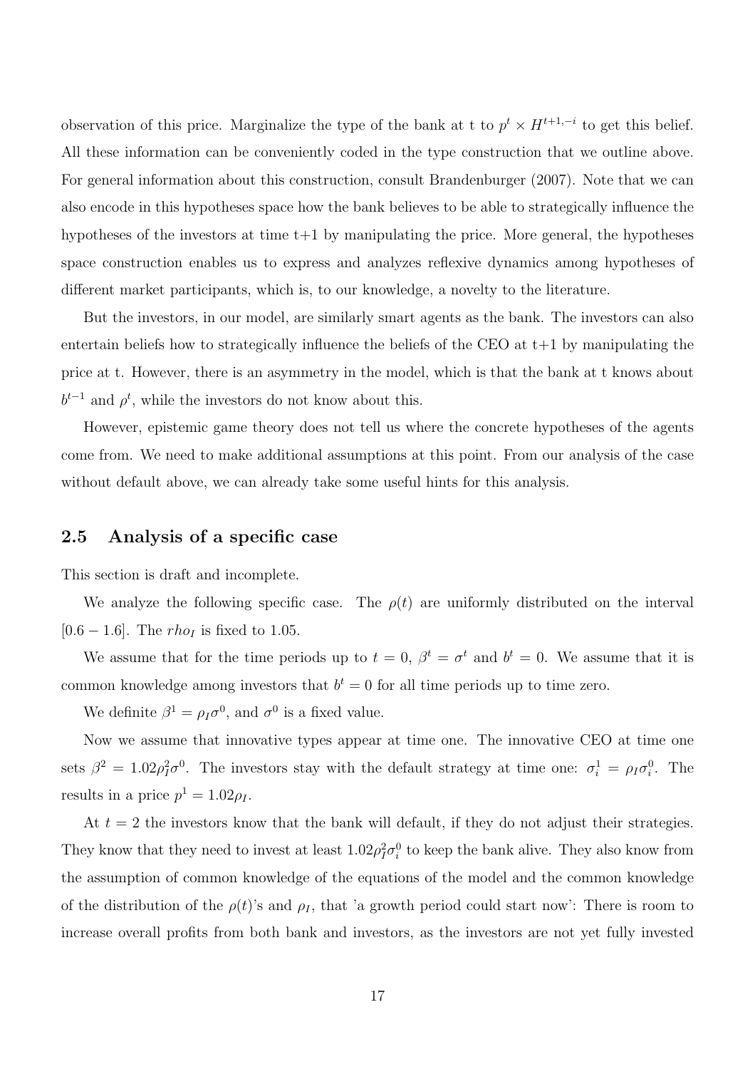observation of this price. Marginalize the type of the bank at t to $p^t \times H^{t+1,-i}$ to get this belief. All these information can be conveniently coded in the type construction that we outline above. For general information about this construction, consult Brandenburger (2007). Note that we can also encode in this hypotheses space how the bank believes to be able to strategically influence the hypotheses of the investors at time t+1 by manipulating the price. More general, the hypotheses space construction enables us to express and analyzes reflexive dynamics among hypotheses of different market participants, which is, to our knowledge, a novelty to the literature.

But the investors, in our model, are similarly smart agents as the bank. The investors can also entertain beliefs how to strategically influence the beliefs of the CEO at t+1 by manipulating the price at t. However, there is an asymmetry in the model, which is that the bank at t knows about $b^{t-1}$ and $\rho^t$, while the investors do not know about this.

However, epistemic game theory does not tell us where the concrete hypotheses of the agents come from. We need to make additional assumptions at this point. From our analysis of the case without default above, we can already take some useful hints for this analysis.

## 2.5 Analysis of a specific case

This section is draft and incomplete.

We analyze the following specific case. The $\rho(t)$ are uniformly distributed on the interval $[0.6 - 1.6]$. The $rho_I$ is fixed to 1.05.

We assume that for the time periods up to $t = 0$, $\beta^t = \sigma^t$ and $b^t = 0$. We assume that it is common knowledge among investors that $b^t = 0$ for all time periods up to time zero.

We definite $\beta^1 = \rho_I \sigma^0$, and $\sigma^0$ is a fixed value.

Now we assume that innovative types appear at time one. The innovative CEO at time one sets $\beta^2 = 1.02\rho_I^2\sigma^0$. The investors stay with the default strategy at time one: $\sigma_i^1 = \rho_I \sigma_i^0$. The results in a price $p^1 = 1.02\rho_I$.

At $t = 2$ the investors know that the bank will default, if they do not adjust their strategies. They know that they need to invest at least $1.02\rho_I^2\sigma_i^0$ to keep the bank alive. They also know from the assumption of common knowledge of the equations of the model and the common knowledge of the distribution of the $\rho(t)$'s and $\rho_I$, that 'a growth period could start now': There is room to increase overall profits from both bank and investors, as the investors are not yet fully invested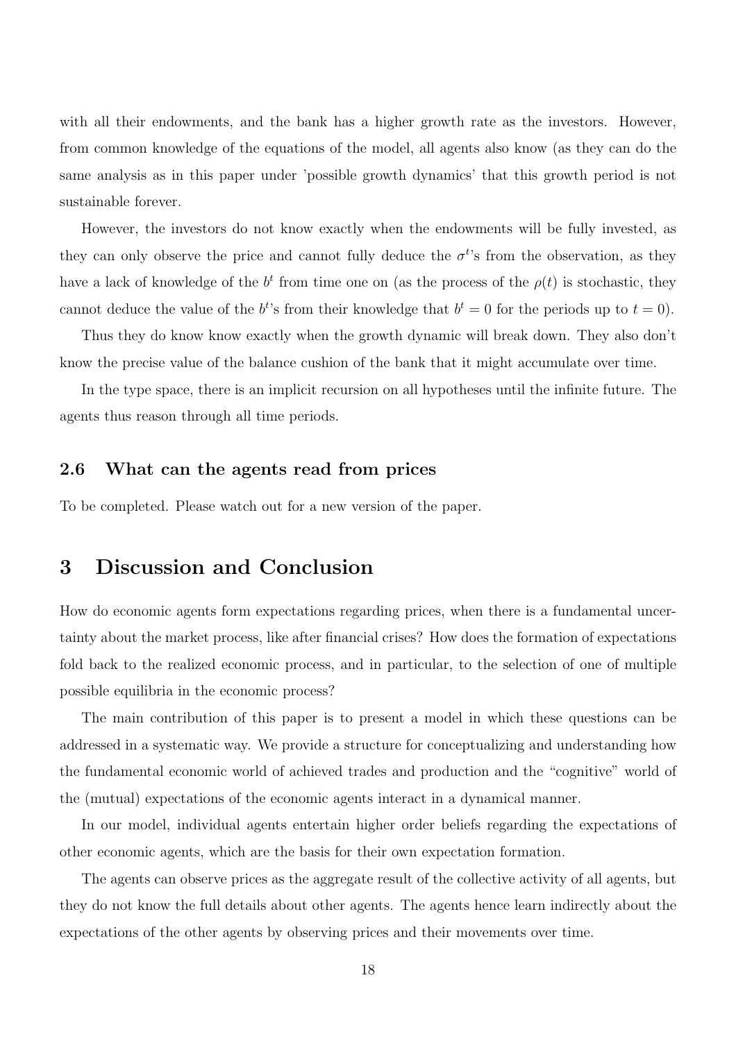with all their endowments, and the bank has a higher growth rate as the investors. However, from common knowledge of the equations of the model, all agents also know (as they can do the same analysis as in this paper under 'possible growth dynamics' that this growth period is not sustainable forever.

However, the investors do not know exactly when the endowments will be fully invested, as they can only observe the price and cannot fully deduce the $\sigma^t$'s from the observation, as they have a lack of knowledge of the $b^t$ from time one on (as the process of the $\rho(t)$ is stochastic, they cannot deduce the value of the $b^t$'s from their knowledge that $b^t = 0$ for the periods up to $t = 0$).

Thus they do know know exactly when the growth dynamic will break down. They also don't know the precise value of the balance cushion of the bank that it might accumulate over time.

In the type space, there is an implicit recursion on all hypotheses until the infinite future. The agents thus reason through all time periods.

### 2.6 What can the agents read from prices

To be completed. Please watch out for a new version of the paper.

## 3 Discussion and Conclusion

How do economic agents form expectations regarding prices, when there is a fundamental uncertainty about the market process, like after financial crises? How does the formation of expectations fold back to the realized economic process, and in particular, to the selection of one of multiple possible equilibria in the economic process?

The main contribution of this paper is to present a model in which these questions can be addressed in a systematic way. We provide a structure for conceptualizing and understanding how the fundamental economic world of achieved trades and production and the "cognitive" world of the (mutual) expectations of the economic agents interact in a dynamical manner.

In our model, individual agents entertain higher order beliefs regarding the expectations of other economic agents, which are the basis for their own expectation formation.

The agents can observe prices as the aggregate result of the collective activity of all agents, but they do not know the full details about other agents. The agents hence learn indirectly about the expectations of the other agents by observing prices and their movements over time.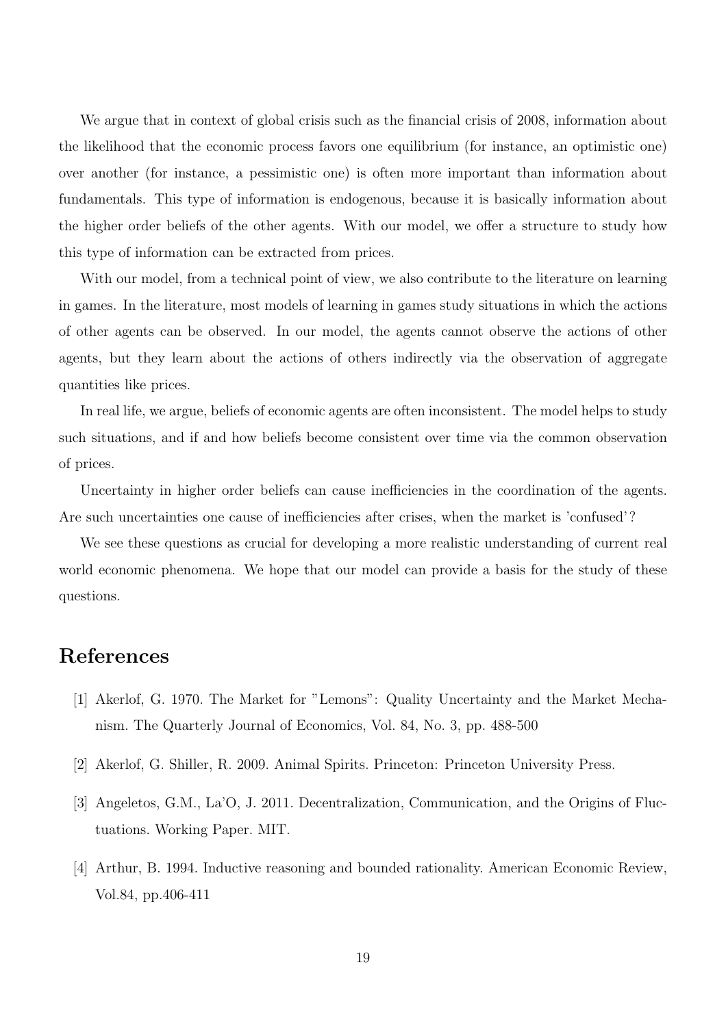We argue that in context of global crisis such as the financial crisis of 2008, information about the likelihood that the economic process favors one equilibrium (for instance, an optimistic one) over another (for instance, a pessimistic one) is often more important than information about fundamentals. This type of information is endogenous, because it is basically information about the higher order beliefs of the other agents. With our model, we offer a structure to study how this type of information can be extracted from prices.

With our model, from a technical point of view, we also contribute to the literature on learning in games. In the literature, most models of learning in games study situations in which the actions of other agents can be observed. In our model, the agents cannot observe the actions of other agents, but they learn about the actions of others indirectly via the observation of aggregate quantities like prices.

In real life, we argue, beliefs of economic agents are often inconsistent. The model helps to study such situations, and if and how beliefs become consistent over time via the common observation of prices.

Uncertainty in higher order beliefs can cause inefficiencies in the coordination of the agents. Are such uncertainties one cause of inefficiencies after crises, when the market is 'confused'?

We see these questions as crucial for developing a more realistic understanding of current real world economic phenomena. We hope that our model can provide a basis for the study of these questions.

# References

[1] Akerlof, G. 1970. The Market for "Lemons": Quality Uncertainty and the Market Mechanism. The Quarterly Journal of Economics, Vol. 84, No. 3, pp. 488-500

[2] Akerlof, G. Shiller, R. 2009. Animal Spirits. Princeton: Princeton University Press.

[3] Angeletos, G.M., La'O, J. 2011. Decentralization, Communication, and the Origins of Fluctuations. Working Paper. MIT.

[4] Arthur, B. 1994. Inductive reasoning and bounded rationality. American Economic Review, Vol.84, pp.406-411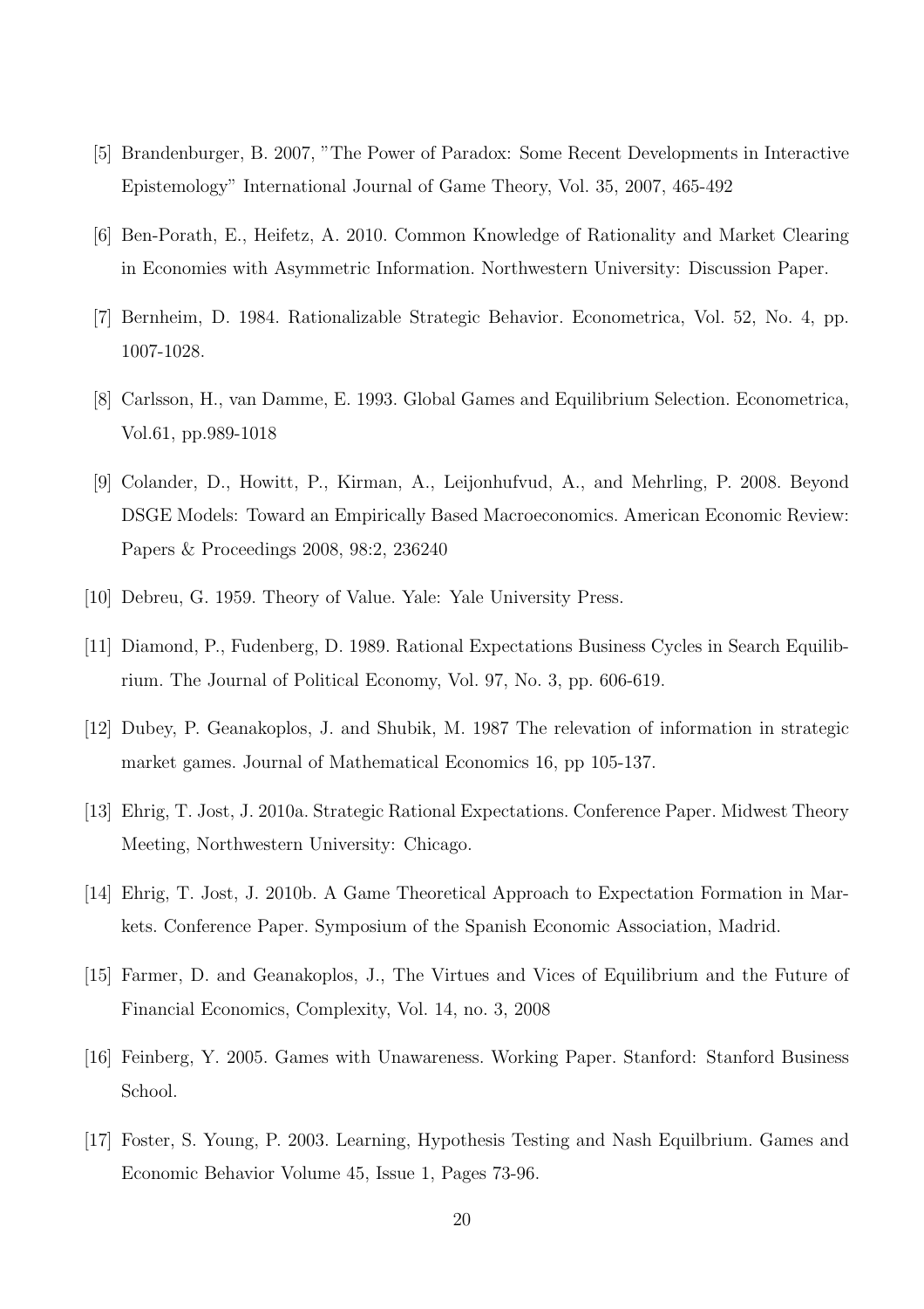[5] Brandenburger, B. 2007, "The Power of Paradox: Some Recent Developments in Interactive Epistemology" International Journal of Game Theory, Vol. 35, 2007, 465-492

[6] Ben-Porath, E., Heifetz, A. 2010. Common Knowledge of Rationality and Market Clearing in Economies with Asymmetric Information. Northwestern University: Discussion Paper.

[7] Bernheim, D. 1984. Rationalizable Strategic Behavior. Econometrica, Vol. 52, No. 4, pp. 1007-1028.

[8] Carlsson, H., van Damme, E. 1993. Global Games and Equilibrium Selection. Econometrica, Vol.61, pp.989-1018

[9] Colander, D., Howitt, P., Kirman, A., Leijonhufvud, A., and Mehrling, P. 2008. Beyond DSGE Models: Toward an Empirically Based Macroeconomics. American Economic Review: Papers & Proceedings 2008, 98:2, 236240

[10] Debreu, G. 1959. Theory of Value. Yale: Yale University Press.

[11] Diamond, P., Fudenberg, D. 1989. Rational Expectations Business Cycles in Search Equilibrium. The Journal of Political Economy, Vol. 97, No. 3, pp. 606-619.

[12] Dubey, P. Geanakoplos, J. and Shubik, M. 1987 The relevation of information in strategic market games. Journal of Mathematical Economics 16, pp 105-137.

[13] Ehrig, T. Jost, J. 2010a. Strategic Rational Expectations. Conference Paper. Midwest Theory Meeting, Northwestern University: Chicago.

[14] Ehrig, T. Jost, J. 2010b. A Game Theoretical Approach to Expectation Formation in Markets. Conference Paper. Symposium of the Spanish Economic Association, Madrid.

[15] Farmer, D. and Geanakoplos, J., The Virtues and Vices of Equilibrium and the Future of Financial Economics, Complexity, Vol. 14, no. 3, 2008

[16] Feinberg, Y. 2005. Games with Unawareness. Working Paper. Stanford: Stanford Business School.

[17] Foster, S. Young, P. 2003. Learning, Hypothesis Testing and Nash Equilbrium. Games and Economic Behavior Volume 45, Issue 1, Pages 73-96.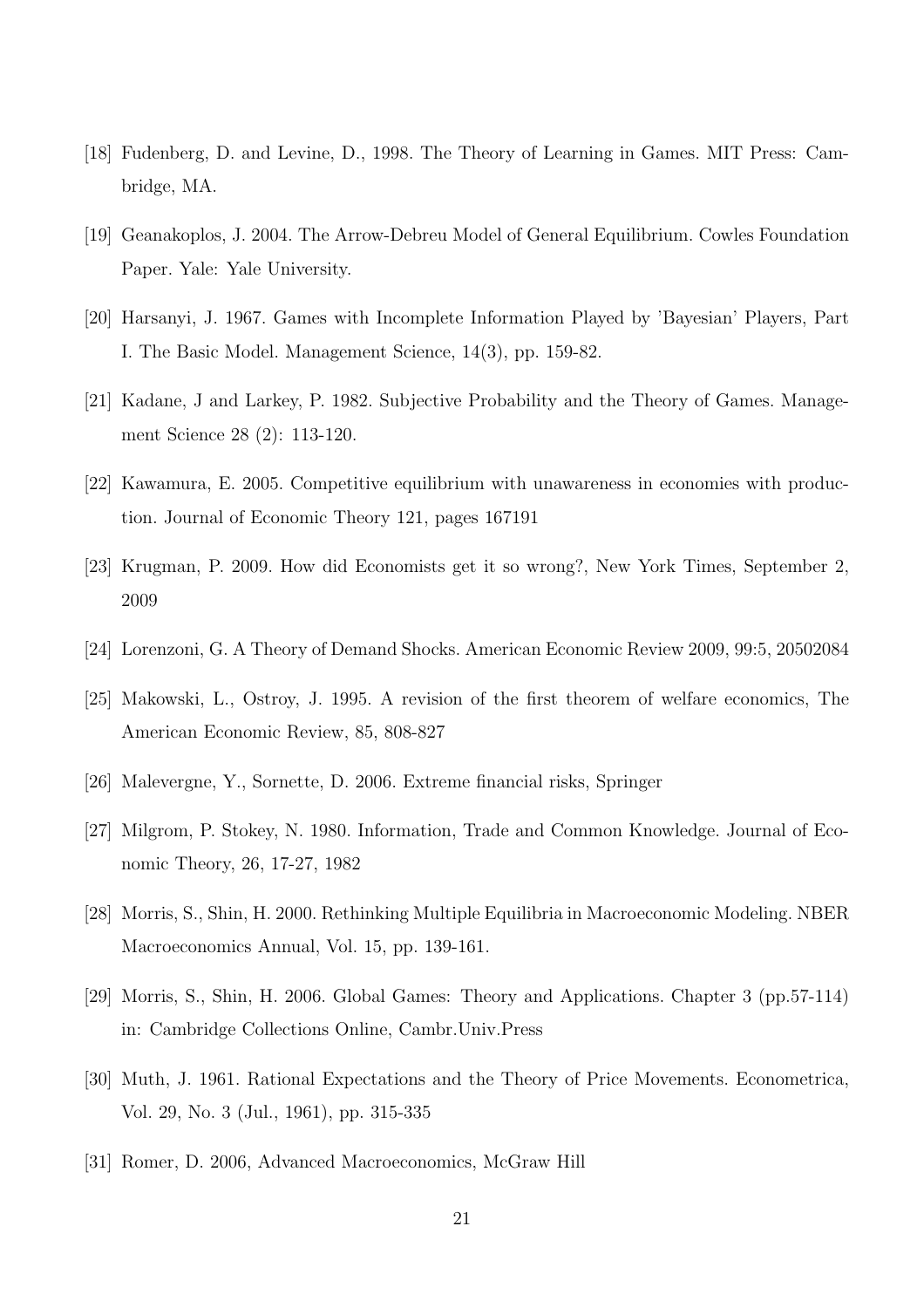[18] Fudenberg, D. and Levine, D., 1998. The Theory of Learning in Games. MIT Press: Cambridge, MA.

[19] Geanakoplos, J. 2004. The Arrow-Debreu Model of General Equilibrium. Cowles Foundation Paper. Yale: Yale University.

[20] Harsanyi, J. 1967. Games with Incomplete Information Played by 'Bayesian' Players, Part I. The Basic Model. Management Science, 14(3), pp. 159-82.

[21] Kadane, J and Larkey, P. 1982. Subjective Probability and the Theory of Games. Management Science 28 (2): 113-120.

[22] Kawamura, E. 2005. Competitive equilibrium with unawareness in economies with production. Journal of Economic Theory 121, pages 167191

[23] Krugman, P. 2009. How did Economists get it so wrong?, New York Times, September 2, 2009

[24] Lorenzoni, G. A Theory of Demand Shocks. American Economic Review 2009, 99:5, 20502084

[25] Makowski, L., Ostroy, J. 1995. A revision of the first theorem of welfare economics, The American Economic Review, 85, 808-827

[26] Malevergne, Y., Sornette, D. 2006. Extreme financial risks, Springer

[27] Milgrom, P. Stokey, N. 1980. Information, Trade and Common Knowledge. Journal of Economic Theory, 26, 17-27, 1982

[28] Morris, S., Shin, H. 2000. Rethinking Multiple Equilibria in Macroeconomic Modeling. NBER Macroeconomics Annual, Vol. 15, pp. 139-161.

[29] Morris, S., Shin, H. 2006. Global Games: Theory and Applications. Chapter 3 (pp.57-114) in: Cambridge Collections Online, Cambr.Univ.Press

[30] Muth, J. 1961. Rational Expectations and the Theory of Price Movements. Econometrica, Vol. 29, No. 3 (Jul., 1961), pp. 315-335

[31] Romer, D. 2006, Advanced Macroeconomics, McGraw Hill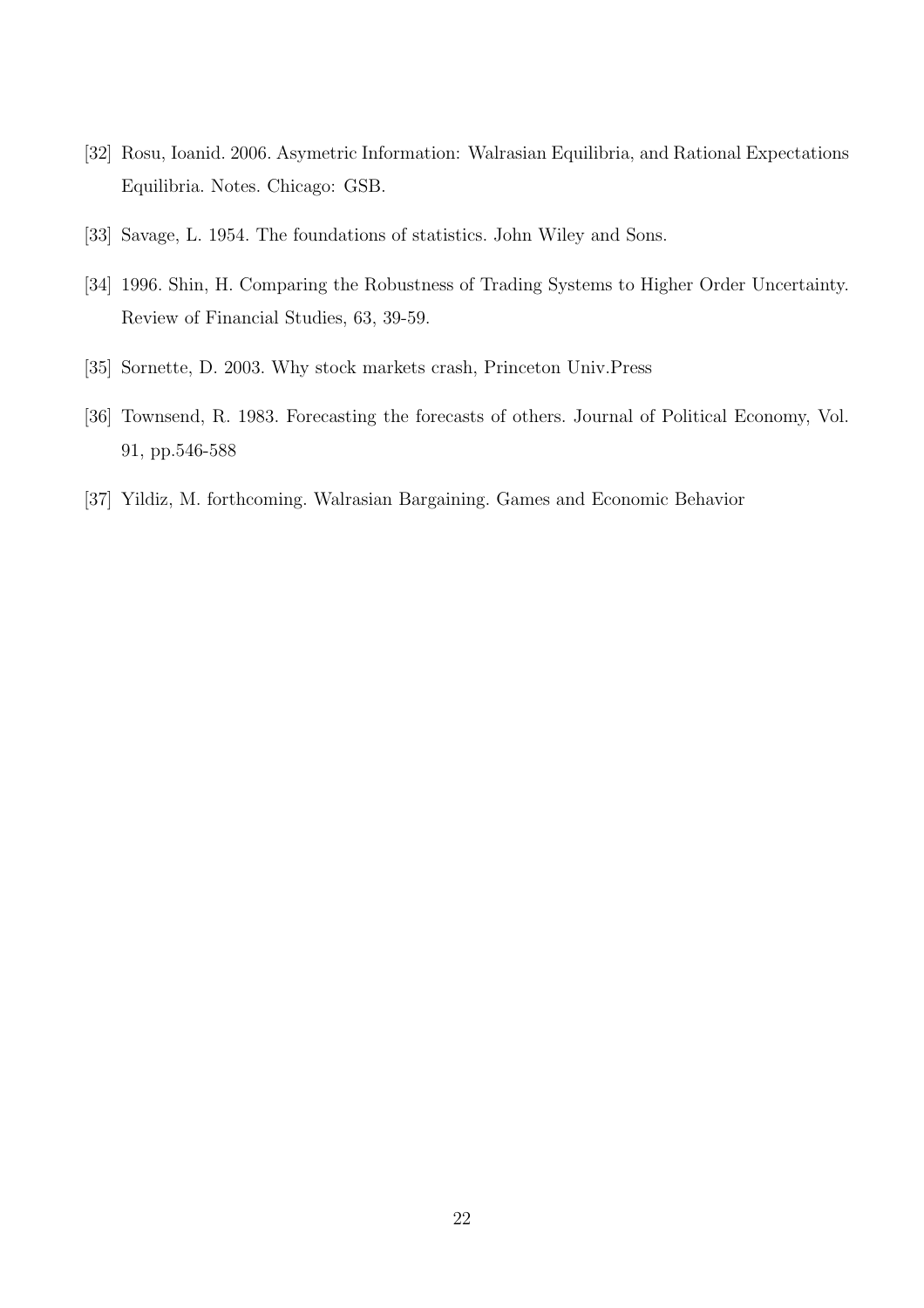[32] Rosu, Ioanid. 2006. Asymetric Information: Walrasian Equilibria, and Rational Expectations Equilibria. Notes. Chicago: GSB.

[33] Savage, L. 1954. The foundations of statistics. John Wiley and Sons.

[34] 1996. Shin, H. Comparing the Robustness of Trading Systems to Higher Order Uncertainty. Review of Financial Studies, 63, 39-59.

[35] Sornette, D. 2003. Why stock markets crash, Princeton Univ.Press

[36] Townsend, R. 1983. Forecasting the forecasts of others. Journal of Political Economy, Vol. 91, pp.546-588

[37] Yildiz, M. forthcoming. Walrasian Bargaining. Games and Economic Behavior